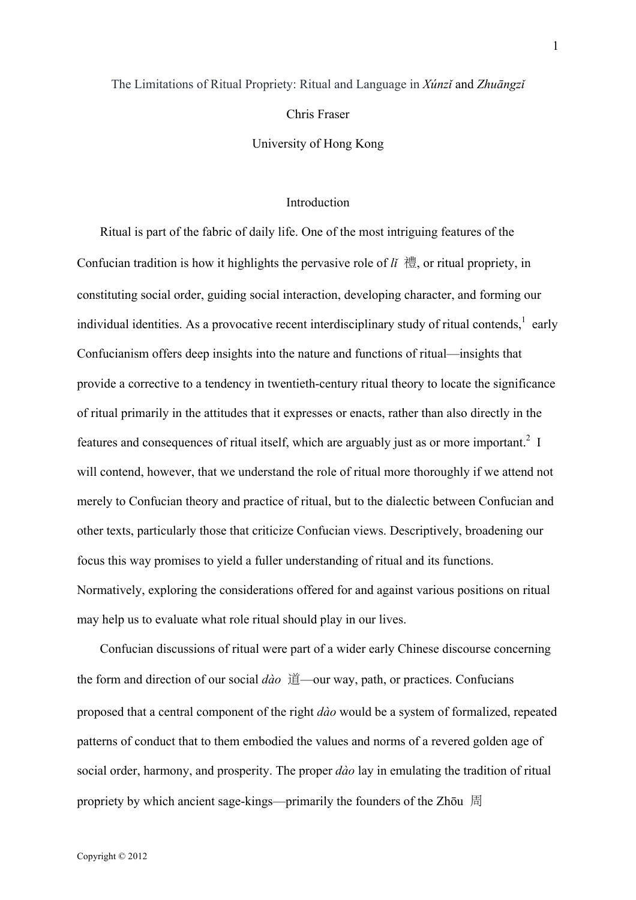# The Limitations of Ritual Propriety: Ritual and Language in *Xúnzǐ* and *Zhuāngzǐ*

Chris Fraser

University of Hong Kong

## Introduction

Ritual is part of the fabric of daily life. One of the most intriguing features of the Confucian tradition is how it highlights the pervasive role of *lǐ* 禮, or ritual propriety, in constituting social order, guiding social interaction, developing character, and forming our individual identities. As a provocative recent interdisciplinary study of ritual contends,[1] early Confucianism offers deep insights into the nature and functions of ritual—insights that provide a corrective to a tendency in twentieth-century ritual theory to locate the significance of ritual primarily in the attitudes that it expresses or enacts, rather than also directly in the features and consequences of ritual itself, which are arguably just as or more important.[2] I will contend, however, that we understand the role of ritual more thoroughly if we attend not merely to Confucian theory and practice of ritual, but to the dialectic between Confucian and other texts, particularly those that criticize Confucian views. Descriptively, broadening our focus this way promises to yield a fuller understanding of ritual and its functions. Normatively, exploring the considerations offered for and against various positions on ritual may help us to evaluate what role ritual should play in our lives.

Confucian discussions of ritual were part of a wider early Chinese discourse concerning the form and direction of our social *dào* 道—our way, path, or practices. Confucians proposed that a central component of the right *dào* would be a system of formalized, repeated patterns of conduct that to them embodied the values and norms of a revered golden age of social order, harmony, and prosperity. The proper *dào* lay in emulating the tradition of ritual propriety by which ancient sage-kings—primarily the founders of the Zhōu 周

Copyright © 2012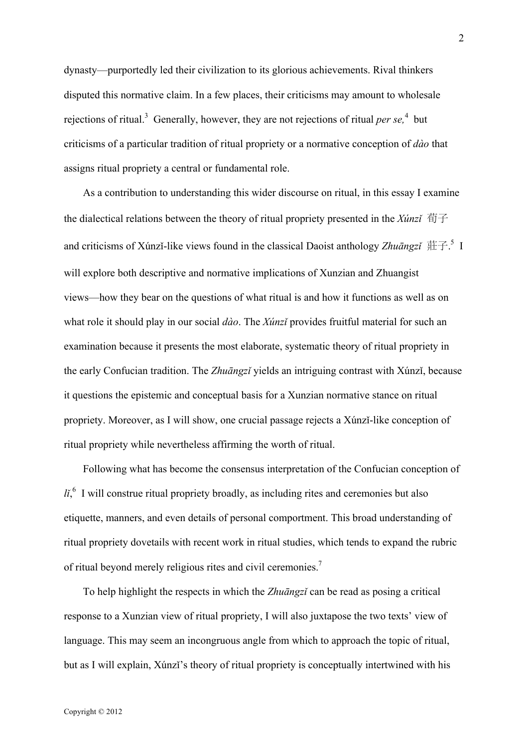dynasty—purportedly led their civilization to its glorious achievements. Rival thinkers disputed this normative claim. In a few places, their criticisms may amount to wholesale rejections of ritual.[3] Generally, however, they are not rejections of ritual *per se,*[4] but criticisms of a particular tradition of ritual propriety or a normative conception of *dào* that assigns ritual propriety a central or fundamental role.

As a contribution to understanding this wider discourse on ritual, in this essay I examine the dialectical relations between the theory of ritual propriety presented in the *Xúnzǐ* 荀子 and criticisms of Xúnzǐ-like views found in the classical Daoist anthology *Zhuāngzǐ* 莊子.[5] I will explore both descriptive and normative implications of Xunzian and Zhuangist views—how they bear on the questions of what ritual is and how it functions as well as on what role it should play in our social *dào*. The *Xúnzǐ* provides fruitful material for such an examination because it presents the most elaborate, systematic theory of ritual propriety in the early Confucian tradition. The *Zhuāngzǐ* yields an intriguing contrast with Xúnzǐ, because it questions the epistemic and conceptual basis for a Xunzian normative stance on ritual propriety. Moreover, as I will show, one crucial passage rejects a Xúnzǐ-like conception of ritual propriety while nevertheless affirming the worth of ritual.

Following what has become the consensus interpretation of the Confucian conception of *lǐ*,[6] I will construe ritual propriety broadly, as including rites and ceremonies but also etiquette, manners, and even details of personal comportment. This broad understanding of ritual propriety dovetails with recent work in ritual studies, which tends to expand the rubric of ritual beyond merely religious rites and civil ceremonies.[7]

To help highlight the respects in which the *Zhuāngzǐ* can be read as posing a critical response to a Xunzian view of ritual propriety, I will also juxtapose the two texts' view of language. This may seem an incongruous angle from which to approach the topic of ritual, but as I will explain, Xúnzǐ's theory of ritual propriety is conceptually intertwined with his

Copyright © 2012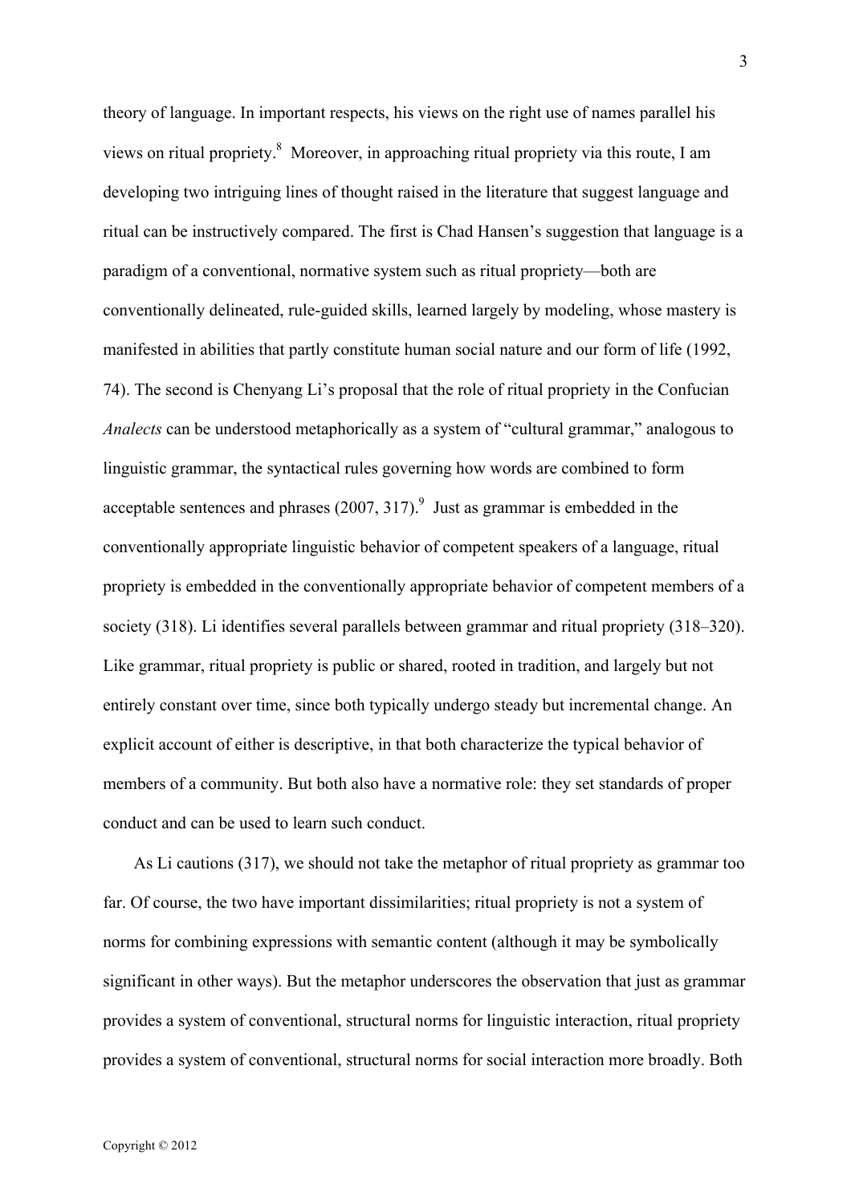theory of language. In important respects, his views on the right use of names parallel his views on ritual propriety.[8] Moreover, in approaching ritual propriety via this route, I am developing two intriguing lines of thought raised in the literature that suggest language and ritual can be instructively compared. The first is Chad Hansen's suggestion that language is a paradigm of a conventional, normative system such as ritual propriety—both are conventionally delineated, rule-guided skills, learned largely by modeling, whose mastery is manifested in abilities that partly constitute human social nature and our form of life (1992, 74). The second is Chenyang Li's proposal that the role of ritual propriety in the Confucian *Analects* can be understood metaphorically as a system of "cultural grammar," analogous to linguistic grammar, the syntactical rules governing how words are combined to form acceptable sentences and phrases (2007, 317).[9] Just as grammar is embedded in the conventionally appropriate linguistic behavior of competent speakers of a language, ritual propriety is embedded in the conventionally appropriate behavior of competent members of a society (318). Li identifies several parallels between grammar and ritual propriety (318–320). Like grammar, ritual propriety is public or shared, rooted in tradition, and largely but not entirely constant over time, since both typically undergo steady but incremental change. An explicit account of either is descriptive, in that both characterize the typical behavior of members of a community. But both also have a normative role: they set standards of proper conduct and can be used to learn such conduct.

As Li cautions (317), we should not take the metaphor of ritual propriety as grammar too far. Of course, the two have important dissimilarities; ritual propriety is not a system of norms for combining expressions with semantic content (although it may be symbolically significant in other ways). But the metaphor underscores the observation that just as grammar provides a system of conventional, structural norms for linguistic interaction, ritual propriety provides a system of conventional, structural norms for social interaction more broadly. Both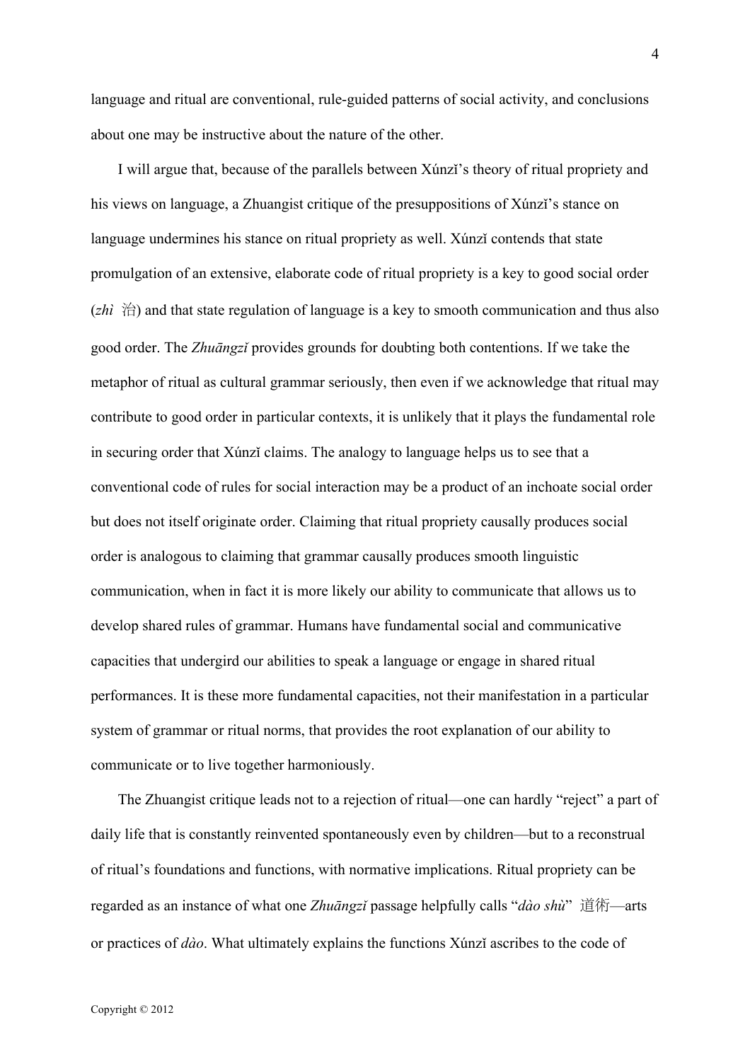language and ritual are conventional, rule-guided patterns of social activity, and conclusions about one may be instructive about the nature of the other.

I will argue that, because of the parallels between Xúnzǐ's theory of ritual propriety and his views on language, a Zhuangist critique of the presuppositions of Xúnzǐ's stance on language undermines his stance on ritual propriety as well. Xúnzǐ contends that state promulgation of an extensive, elaborate code of ritual propriety is a key to good social order (*zhì* 治) and that state regulation of language is a key to smooth communication and thus also good order. The *Zhuāngzǐ* provides grounds for doubting both contentions. If we take the metaphor of ritual as cultural grammar seriously, then even if we acknowledge that ritual may contribute to good order in particular contexts, it is unlikely that it plays the fundamental role in securing order that Xúnzǐ claims. The analogy to language helps us to see that a conventional code of rules for social interaction may be a product of an inchoate social order but does not itself originate order. Claiming that ritual propriety causally produces social order is analogous to claiming that grammar causally produces smooth linguistic communication, when in fact it is more likely our ability to communicate that allows us to develop shared rules of grammar. Humans have fundamental social and communicative capacities that undergird our abilities to speak a language or engage in shared ritual performances. It is these more fundamental capacities, not their manifestation in a particular system of grammar or ritual norms, that provides the root explanation of our ability to communicate or to live together harmoniously.

The Zhuangist critique leads not to a rejection of ritual—one can hardly "reject" a part of daily life that is constantly reinvented spontaneously even by children—but to a reconstrual of ritual's foundations and functions, with normative implications. Ritual propriety can be regarded as an instance of what one *Zhuāngzǐ* passage helpfully calls "*dào shù*" 道術—arts or practices of *dào*. What ultimately explains the functions Xúnzǐ ascribes to the code of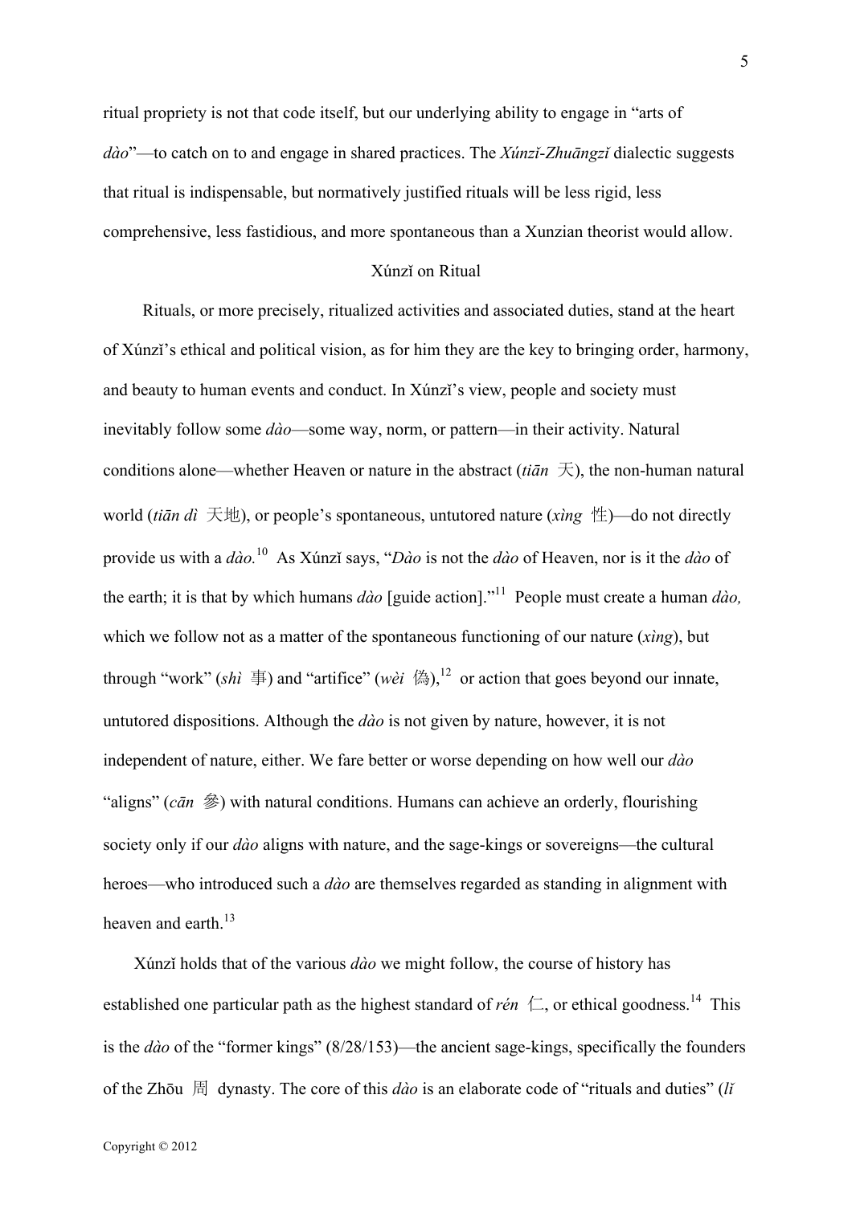ritual propriety is not that code itself, but our underlying ability to engage in "arts of *dào*"—to catch on to and engage in shared practices. The *Xúnzǐ-Zhuāngzǐ* dialectic suggests that ritual is indispensable, but normatively justified rituals will be less rigid, less comprehensive, less fastidious, and more spontaneous than a Xunzian theorist would allow.

## Xúnzǐ on Ritual

Rituals, or more precisely, ritualized activities and associated duties, stand at the heart of Xúnzǐ's ethical and political vision, as for him they are the key to bringing order, harmony, and beauty to human events and conduct. In Xúnzǐ's view, people and society must inevitably follow some *dào*—some way, norm, or pattern—in their activity. Natural conditions alone—whether Heaven or nature in the abstract (*tiān* 天), the non-human natural world (*tiān dì* 天地), or people's spontaneous, untutored nature (*xìng* 性)—do not directly provide us with a *dào.*[10] As Xúnzǐ says, "*Dào* is not the *dào* of Heaven, nor is it the *dào* of the earth; it is that by which humans *dào* [guide action]."[11] People must create a human *dào,* which we follow not as a matter of the spontaneous functioning of our nature (*xìng*), but through "work" (*shì* 事) and "artifice" (*wèi* 偽),[12] or action that goes beyond our innate, untutored dispositions. Although the *dào* is not given by nature, however, it is not independent of nature, either. We fare better or worse depending on how well our *dào* "aligns" (*cān* 參) with natural conditions. Humans can achieve an orderly, flourishing society only if our *dào* aligns with nature, and the sage-kings or sovereigns—the cultural heroes—who introduced such a *dào* are themselves regarded as standing in alignment with heaven and earth.[13]

Xúnzǐ holds that of the various *dào* we might follow, the course of history has established one particular path as the highest standard of *rén* 仁, or ethical goodness.[14] This is the *dào* of the "former kings" (8/28/153)—the ancient sage-kings, specifically the founders of the Zhōu 周 dynasty. The core of this *dào* is an elaborate code of "rituals and duties" (*lǐ*

Copyright © 2012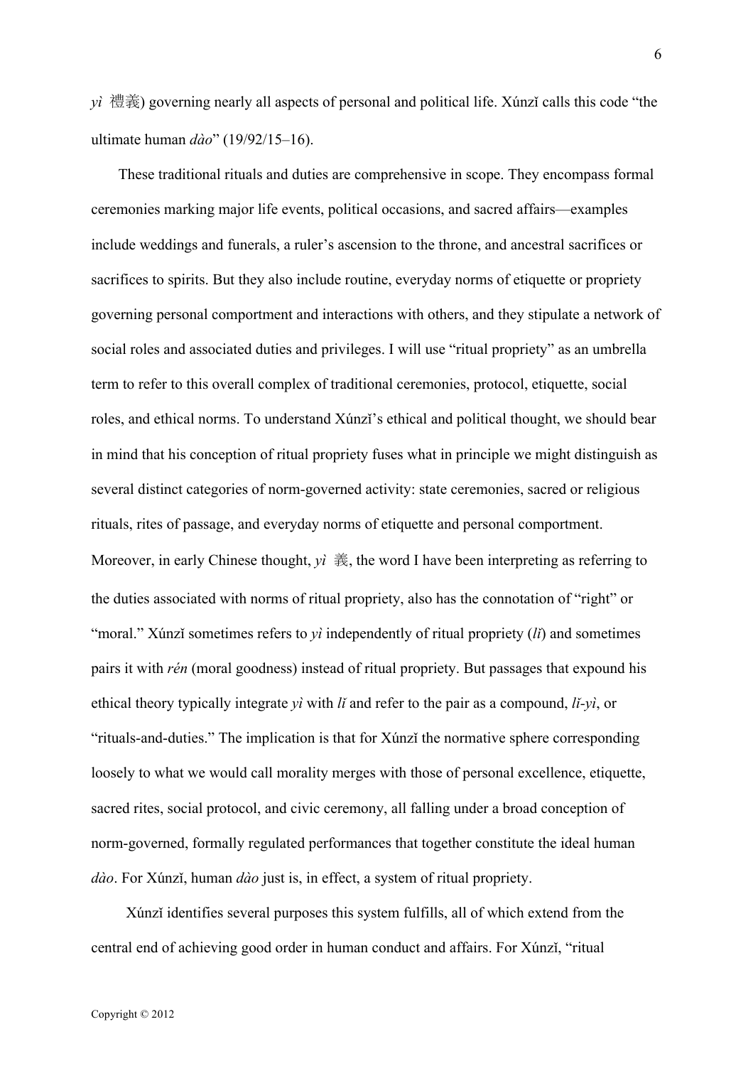*yì* 禮義) governing nearly all aspects of personal and political life. Xúnzǐ calls this code "the ultimate human *dào*" (19/92/15–16).

These traditional rituals and duties are comprehensive in scope. They encompass formal ceremonies marking major life events, political occasions, and sacred affairs—examples include weddings and funerals, a ruler's ascension to the throne, and ancestral sacrifices or sacrifices to spirits. But they also include routine, everyday norms of etiquette or propriety governing personal comportment and interactions with others, and they stipulate a network of social roles and associated duties and privileges. I will use "ritual propriety" as an umbrella term to refer to this overall complex of traditional ceremonies, protocol, etiquette, social roles, and ethical norms. To understand Xúnzǐ's ethical and political thought, we should bear in mind that his conception of ritual propriety fuses what in principle we might distinguish as several distinct categories of norm-governed activity: state ceremonies, sacred or religious rituals, rites of passage, and everyday norms of etiquette and personal comportment. Moreover, in early Chinese thought, *yì* 義, the word I have been interpreting as referring to the duties associated with norms of ritual propriety, also has the connotation of "right" or "moral." Xúnzǐ sometimes refers to *yì* independently of ritual propriety (*lǐ*) and sometimes pairs it with *rén* (moral goodness) instead of ritual propriety. But passages that expound his ethical theory typically integrate *yì* with *lǐ* and refer to the pair as a compound, *lǐ-yì*, or "rituals-and-duties." The implication is that for Xúnzǐ the normative sphere corresponding loosely to what we would call morality merges with those of personal excellence, etiquette, sacred rites, social protocol, and civic ceremony, all falling under a broad conception of norm-governed, formally regulated performances that together constitute the ideal human *dào*. For Xúnzǐ, human *dào* just is, in effect, a system of ritual propriety.

Xúnzǐ identifies several purposes this system fulfills, all of which extend from the central end of achieving good order in human conduct and affairs. For Xúnzǐ, "ritual

Copyright © 2012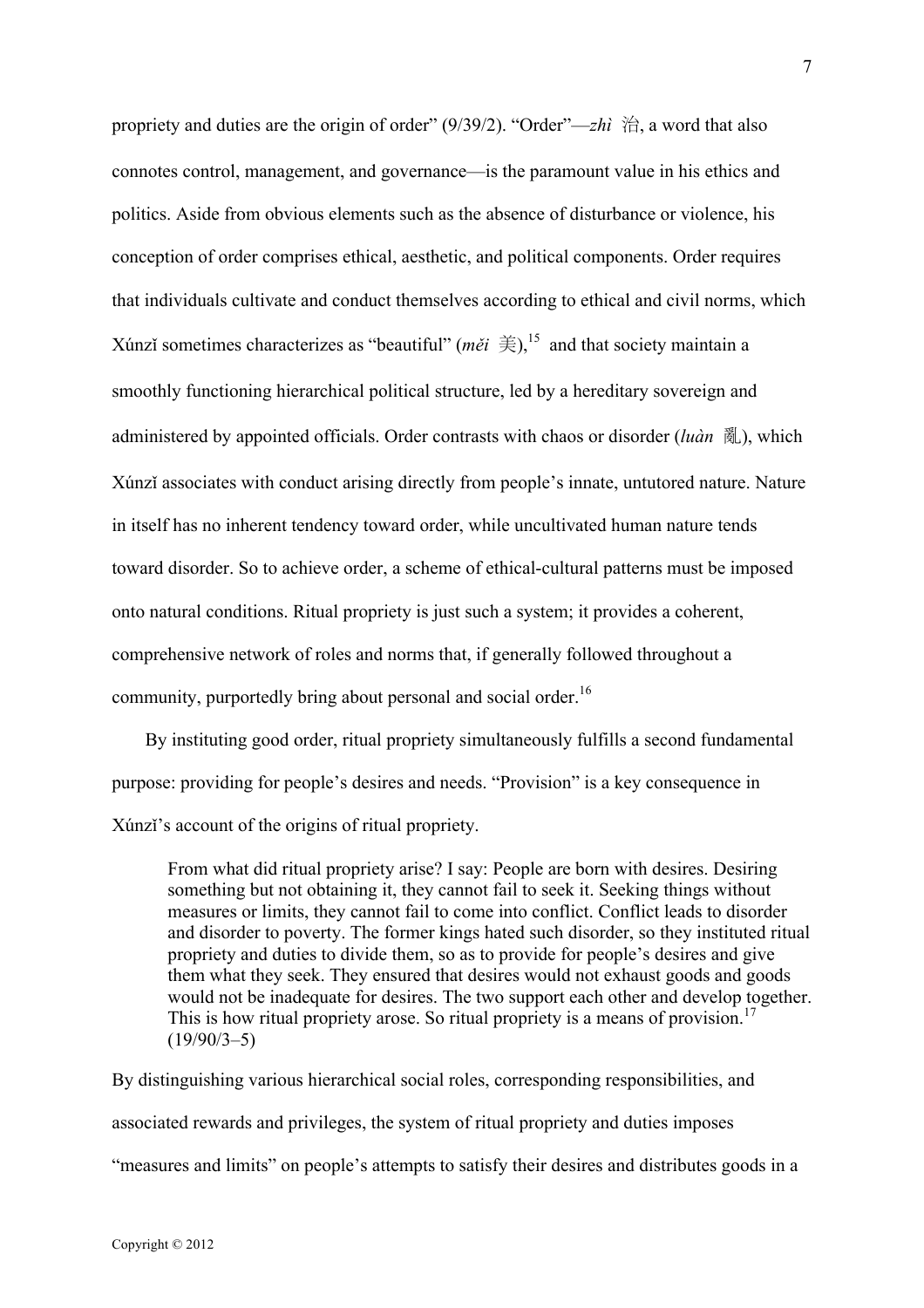propriety and duties are the origin of order" (9/39/2). "Order"—*zhì* 治, a word that also connotes control, management, and governance—is the paramount value in his ethics and politics. Aside from obvious elements such as the absence of disturbance or violence, his conception of order comprises ethical, aesthetic, and political components. Order requires that individuals cultivate and conduct themselves according to ethical and civil norms, which Xúnzǐ sometimes characterizes as "beautiful" (*měi* 美),[15] and that society maintain a smoothly functioning hierarchical political structure, led by a hereditary sovereign and administered by appointed officials. Order contrasts with chaos or disorder (*luàn* 亂), which Xúnzǐ associates with conduct arising directly from people's innate, untutored nature. Nature in itself has no inherent tendency toward order, while uncultivated human nature tends toward disorder. So to achieve order, a scheme of ethical-cultural patterns must be imposed onto natural conditions. Ritual propriety is just such a system; it provides a coherent, comprehensive network of roles and norms that, if generally followed throughout a community, purportedly bring about personal and social order.[16]

By instituting good order, ritual propriety simultaneously fulfills a second fundamental purpose: providing for people's desires and needs. "Provision" is a key consequence in Xúnzǐ's account of the origins of ritual propriety.

> From what did ritual propriety arise? I say: People are born with desires. Desiring something but not obtaining it, they cannot fail to seek it. Seeking things without measures or limits, they cannot fail to come into conflict. Conflict leads to disorder and disorder to poverty. The former kings hated such disorder, so they instituted ritual propriety and duties to divide them, so as to provide for people's desires and give them what they seek. They ensured that desires would not exhaust goods and goods would not be inadequate for desires. The two support each other and develop together. This is how ritual propriety arose. So ritual propriety is a means of provision.[17] (19/90/3–5)

By distinguishing various hierarchical social roles, corresponding responsibilities, and associated rewards and privileges, the system of ritual propriety and duties imposes "measures and limits" on people's attempts to satisfy their desires and distributes goods in a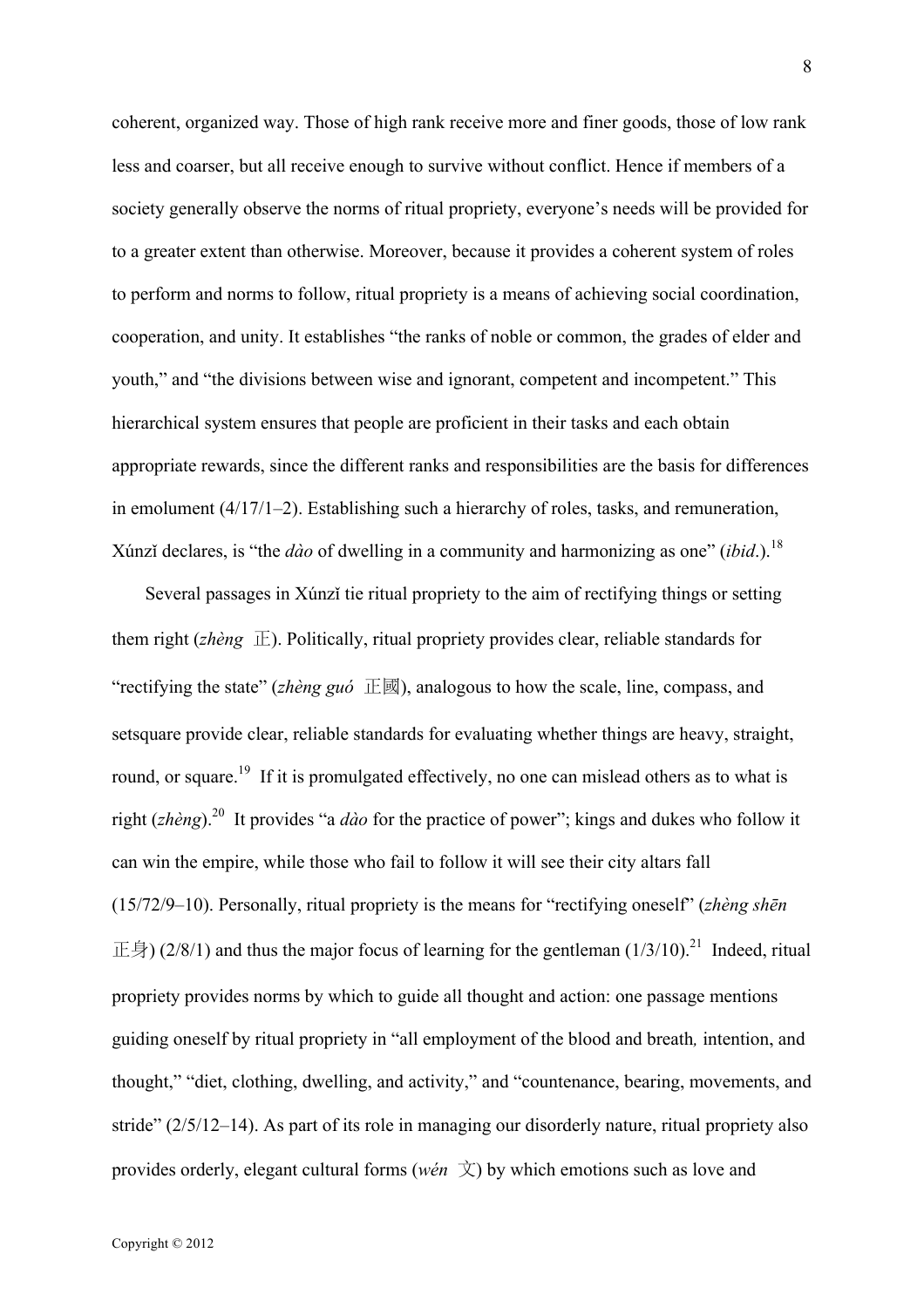coherent, organized way. Those of high rank receive more and finer goods, those of low rank less and coarser, but all receive enough to survive without conflict. Hence if members of a society generally observe the norms of ritual propriety, everyone's needs will be provided for to a greater extent than otherwise. Moreover, because it provides a coherent system of roles to perform and norms to follow, ritual propriety is a means of achieving social coordination, cooperation, and unity. It establishes "the ranks of noble or common, the grades of elder and youth," and "the divisions between wise and ignorant, competent and incompetent." This hierarchical system ensures that people are proficient in their tasks and each obtain appropriate rewards, since the different ranks and responsibilities are the basis for differences in emolument (4/17/1–2). Establishing such a hierarchy of roles, tasks, and remuneration, Xúnzǐ declares, is "the *dào* of dwelling in a community and harmonizing as one" (*ibid*.).[18]

Several passages in Xúnzǐ tie ritual propriety to the aim of rectifying things or setting them right (*zhèng* 正). Politically, ritual propriety provides clear, reliable standards for "rectifying the state" (*zhèng guó* 正國), analogous to how the scale, line, compass, and setsquare provide clear, reliable standards for evaluating whether things are heavy, straight, round, or square.[19] If it is promulgated effectively, no one can mislead others as to what is right (*zhèng*).[20] It provides "a *dào* for the practice of power"; kings and dukes who follow it can win the empire, while those who fail to follow it will see their city altars fall (15/72/9–10). Personally, ritual propriety is the means for "rectifying oneself" (*zhèng shēn* 正身) (2/8/1) and thus the major focus of learning for the gentleman (1/3/10).[21] Indeed, ritual propriety provides norms by which to guide all thought and action: one passage mentions guiding oneself by ritual propriety in "all employment of the blood and breath*,* intention, and thought," "diet, clothing, dwelling, and activity," and "countenance, bearing, movements, and stride" (2/5/12–14). As part of its role in managing our disorderly nature, ritual propriety also provides orderly, elegant cultural forms (*wén* 文) by which emotions such as love and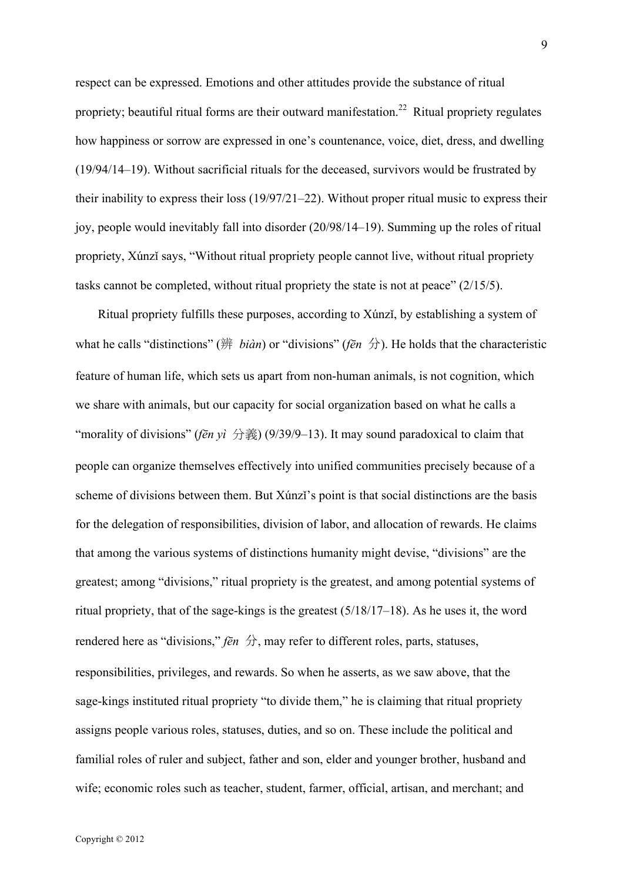respect can be expressed. Emotions and other attitudes provide the substance of ritual propriety; beautiful ritual forms are their outward manifestation.[22] Ritual propriety regulates how happiness or sorrow are expressed in one's countenance, voice, diet, dress, and dwelling (19/94/14–19). Without sacrificial rituals for the deceased, survivors would be frustrated by their inability to express their loss (19/97/21–22). Without proper ritual music to express their joy, people would inevitably fall into disorder (20/98/14–19). Summing up the roles of ritual propriety, Xúnzǐ says, "Without ritual propriety people cannot live, without ritual propriety tasks cannot be completed, without ritual propriety the state is not at peace" (2/15/5).

Ritual propriety fulfills these purposes, according to Xúnzǐ, by establishing a system of what he calls "distinctions" (辨 *biàn*) or "divisions" (*fēn* 分). He holds that the characteristic feature of human life, which sets us apart from non-human animals, is not cognition, which we share with animals, but our capacity for social organization based on what he calls a "morality of divisions" (*fēn yì* 分義) (9/39/9–13). It may sound paradoxical to claim that people can organize themselves effectively into unified communities precisely because of a scheme of divisions between them. But Xúnzǐ's point is that social distinctions are the basis for the delegation of responsibilities, division of labor, and allocation of rewards. He claims that among the various systems of distinctions humanity might devise, "divisions" are the greatest; among "divisions," ritual propriety is the greatest, and among potential systems of ritual propriety, that of the sage-kings is the greatest (5/18/17–18). As he uses it, the word rendered here as "divisions," *fēn* 分, may refer to different roles, parts, statuses, responsibilities, privileges, and rewards. So when he asserts, as we saw above, that the sage-kings instituted ritual propriety "to divide them," he is claiming that ritual propriety assigns people various roles, statuses, duties, and so on. These include the political and familial roles of ruler and subject, father and son, elder and younger brother, husband and wife; economic roles such as teacher, student, farmer, official, artisan, and merchant; and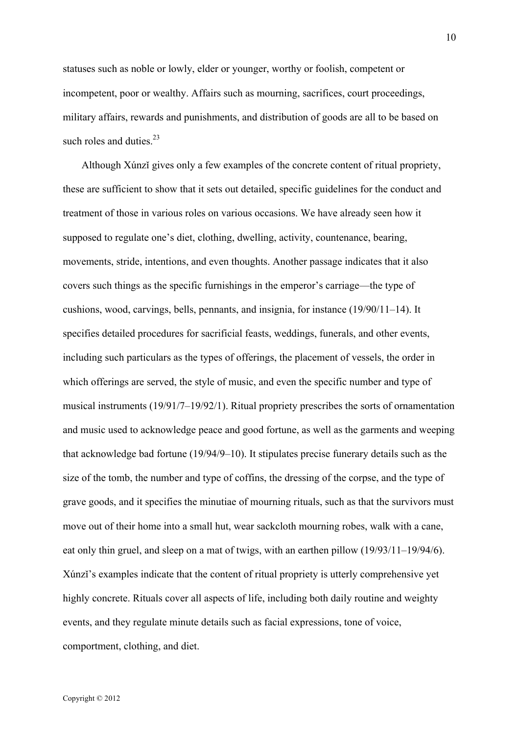statuses such as noble or lowly, elder or younger, worthy or foolish, competent or incompetent, poor or wealthy. Affairs such as mourning, sacrifices, court proceedings, military affairs, rewards and punishments, and distribution of goods are all to be based on such roles and duties.[23]

Although Xúnzǐ gives only a few examples of the concrete content of ritual propriety, these are sufficient to show that it sets out detailed, specific guidelines for the conduct and treatment of those in various roles on various occasions. We have already seen how it supposed to regulate one's diet, clothing, dwelling, activity, countenance, bearing, movements, stride, intentions, and even thoughts. Another passage indicates that it also covers such things as the specific furnishings in the emperor's carriage—the type of cushions, wood, carvings, bells, pennants, and insignia, for instance (19/90/11–14). It specifies detailed procedures for sacrificial feasts, weddings, funerals, and other events, including such particulars as the types of offerings, the placement of vessels, the order in which offerings are served, the style of music, and even the specific number and type of musical instruments (19/91/7–19/92/1). Ritual propriety prescribes the sorts of ornamentation and music used to acknowledge peace and good fortune, as well as the garments and weeping that acknowledge bad fortune (19/94/9–10). It stipulates precise funerary details such as the size of the tomb, the number and type of coffins, the dressing of the corpse, and the type of grave goods, and it specifies the minutiae of mourning rituals, such as that the survivors must move out of their home into a small hut, wear sackcloth mourning robes, walk with a cane, eat only thin gruel, and sleep on a mat of twigs, with an earthen pillow (19/93/11–19/94/6). Xúnzǐ's examples indicate that the content of ritual propriety is utterly comprehensive yet highly concrete. Rituals cover all aspects of life, including both daily routine and weighty events, and they regulate minute details such as facial expressions, tone of voice, comportment, clothing, and diet.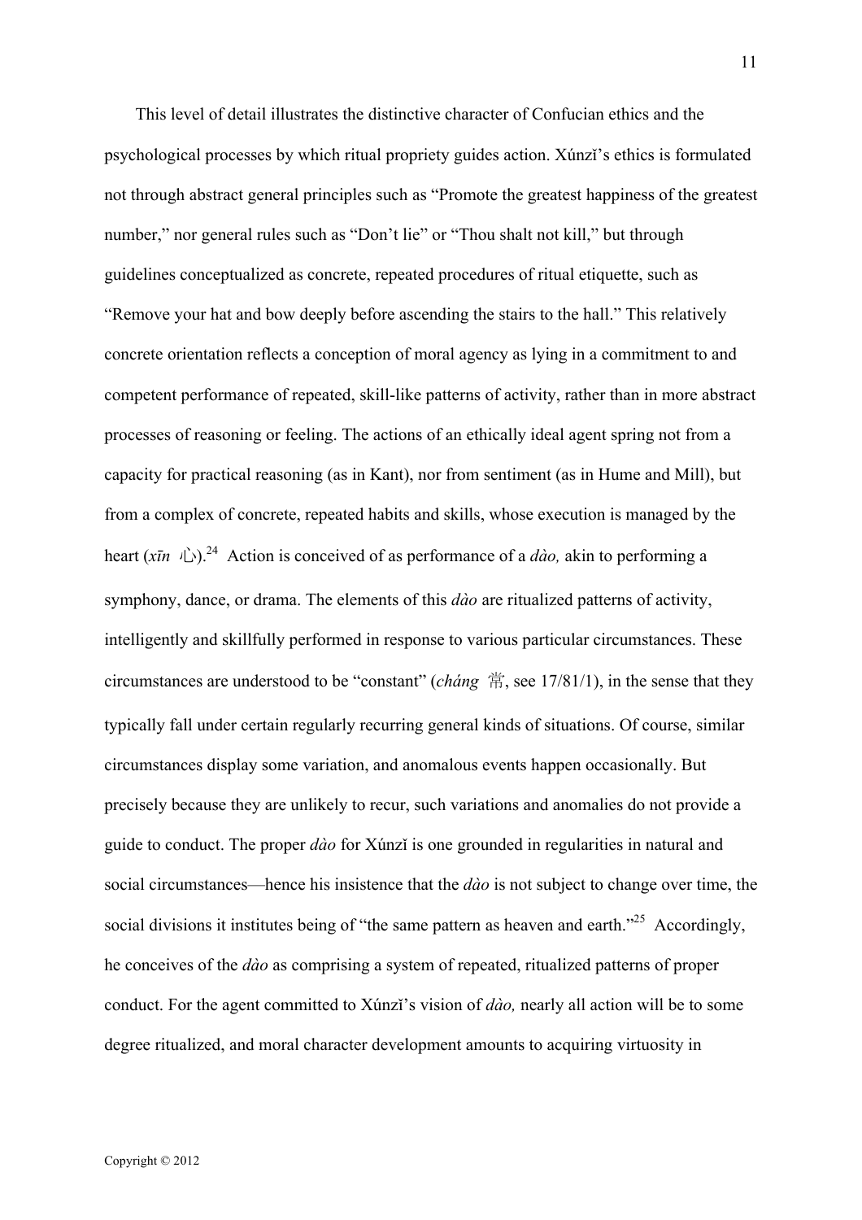This level of detail illustrates the distinctive character of Confucian ethics and the psychological processes by which ritual propriety guides action. Xúnzǐ's ethics is formulated not through abstract general principles such as "Promote the greatest happiness of the greatest number," nor general rules such as "Don't lie" or "Thou shalt not kill," but through guidelines conceptualized as concrete, repeated procedures of ritual etiquette, such as "Remove your hat and bow deeply before ascending the stairs to the hall." This relatively concrete orientation reflects a conception of moral agency as lying in a commitment to and competent performance of repeated, skill-like patterns of activity, rather than in more abstract processes of reasoning or feeling. The actions of an ethically ideal agent spring not from a capacity for practical reasoning (as in Kant), nor from sentiment (as in Hume and Mill), but from a complex of concrete, repeated habits and skills, whose execution is managed by the heart (*xīn* 心).[24] Action is conceived of as performance of a *dào,* akin to performing a symphony, dance, or drama. The elements of this *dào* are ritualized patterns of activity, intelligently and skillfully performed in response to various particular circumstances. These circumstances are understood to be "constant" (*cháng* 常, see 17/81/1), in the sense that they typically fall under certain regularly recurring general kinds of situations. Of course, similar circumstances display some variation, and anomalous events happen occasionally. But precisely because they are unlikely to recur, such variations and anomalies do not provide a guide to conduct. The proper *dào* for Xúnzǐ is one grounded in regularities in natural and social circumstances—hence his insistence that the *dào* is not subject to change over time, the social divisions it institutes being of "the same pattern as heaven and earth."[25] Accordingly, he conceives of the *dào* as comprising a system of repeated, ritualized patterns of proper conduct. For the agent committed to Xúnzǐ's vision of *dào,* nearly all action will be to some degree ritualized, and moral character development amounts to acquiring virtuosity in

Copyright © 2012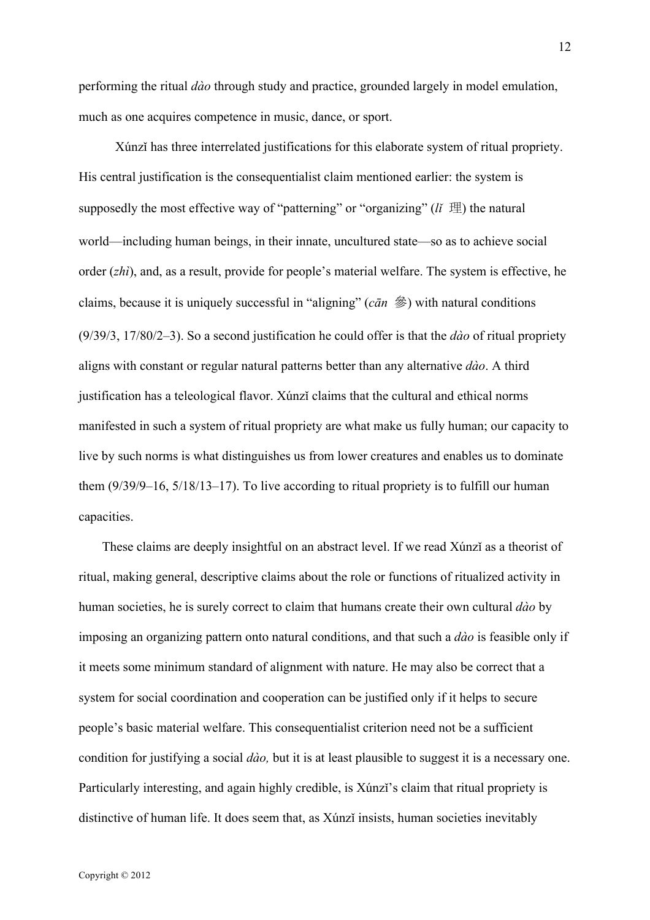performing the ritual *dào* through study and practice, grounded largely in model emulation, much as one acquires competence in music, dance, or sport.

Xúnzǐ has three interrelated justifications for this elaborate system of ritual propriety. His central justification is the consequentialist claim mentioned earlier: the system is supposedly the most effective way of "patterning" or "organizing" (*lǐ* 理) the natural world—including human beings, in their innate, uncultured state—so as to achieve social order (*zhì*), and, as a result, provide for people's material welfare. The system is effective, he claims, because it is uniquely successful in "aligning" (*cān* 參) with natural conditions (9/39/3, 17/80/2–3). So a second justification he could offer is that the *dào* of ritual propriety aligns with constant or regular natural patterns better than any alternative *dào*. A third justification has a teleological flavor. Xúnzǐ claims that the cultural and ethical norms manifested in such a system of ritual propriety are what make us fully human; our capacity to live by such norms is what distinguishes us from lower creatures and enables us to dominate them (9/39/9–16, 5/18/13–17). To live according to ritual propriety is to fulfill our human capacities.

These claims are deeply insightful on an abstract level. If we read Xúnzǐ as a theorist of ritual, making general, descriptive claims about the role or functions of ritualized activity in human societies, he is surely correct to claim that humans create their own cultural *dào* by imposing an organizing pattern onto natural conditions, and that such a *dào* is feasible only if it meets some minimum standard of alignment with nature. He may also be correct that a system for social coordination and cooperation can be justified only if it helps to secure people's basic material welfare. This consequentialist criterion need not be a sufficient condition for justifying a social *dào,* but it is at least plausible to suggest it is a necessary one. Particularly interesting, and again highly credible, is Xúnzǐ's claim that ritual propriety is distinctive of human life. It does seem that, as Xúnzǐ insists, human societies inevitably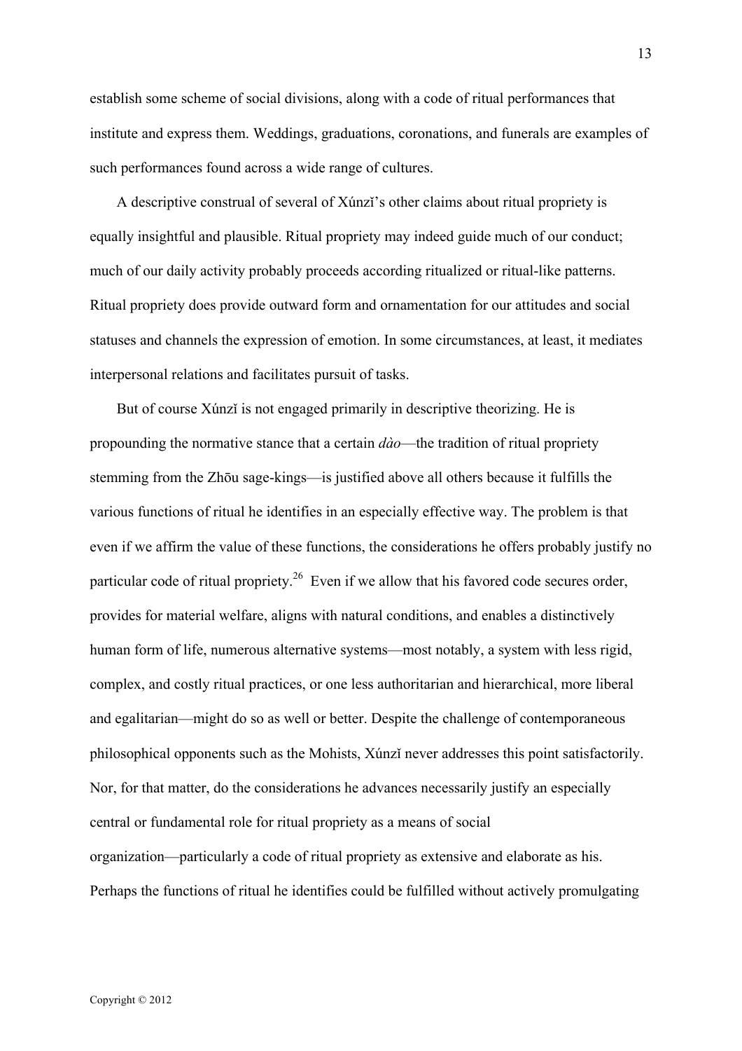establish some scheme of social divisions, along with a code of ritual performances that institute and express them. Weddings, graduations, coronations, and funerals are examples of such performances found across a wide range of cultures.

A descriptive construal of several of Xúnzǐ's other claims about ritual propriety is equally insightful and plausible. Ritual propriety may indeed guide much of our conduct; much of our daily activity probably proceeds according ritualized or ritual-like patterns. Ritual propriety does provide outward form and ornamentation for our attitudes and social statuses and channels the expression of emotion. In some circumstances, at least, it mediates interpersonal relations and facilitates pursuit of tasks.

But of course Xúnzǐ is not engaged primarily in descriptive theorizing. He is propounding the normative stance that a certain *dào*—the tradition of ritual propriety stemming from the Zhōu sage-kings—is justified above all others because it fulfills the various functions of ritual he identifies in an especially effective way. The problem is that even if we affirm the value of these functions, the considerations he offers probably justify no particular code of ritual propriety.[26] Even if we allow that his favored code secures order, provides for material welfare, aligns with natural conditions, and enables a distinctively human form of life, numerous alternative systems—most notably, a system with less rigid, complex, and costly ritual practices, or one less authoritarian and hierarchical, more liberal and egalitarian—might do so as well or better. Despite the challenge of contemporaneous philosophical opponents such as the Mohists, Xúnzǐ never addresses this point satisfactorily. Nor, for that matter, do the considerations he advances necessarily justify an especially central or fundamental role for ritual propriety as a means of social organization—particularly a code of ritual propriety as extensive and elaborate as his. Perhaps the functions of ritual he identifies could be fulfilled without actively promulgating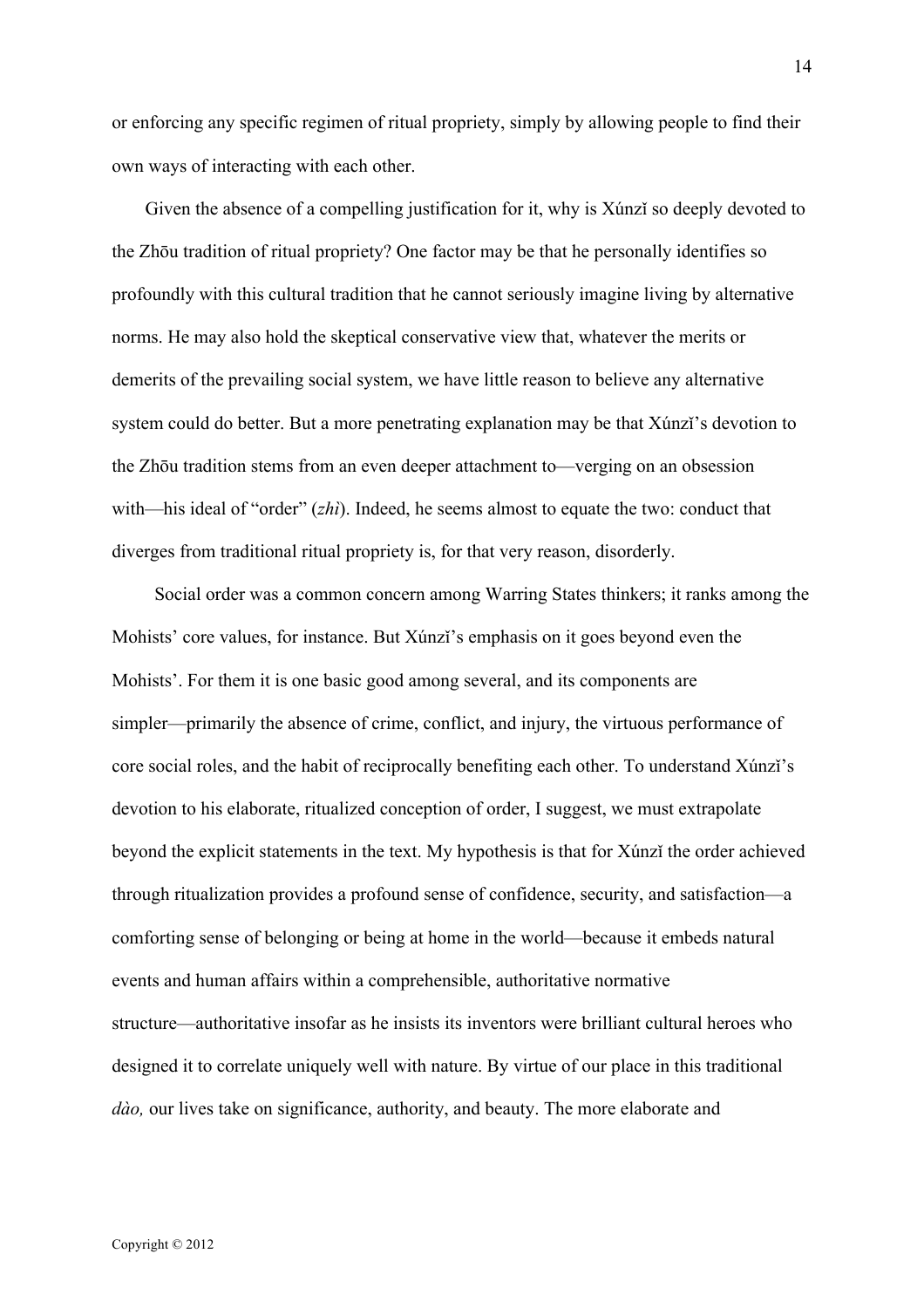or enforcing any specific regimen of ritual propriety, simply by allowing people to find their own ways of interacting with each other.

Given the absence of a compelling justification for it, why is Xúnzǐ so deeply devoted to the Zhōu tradition of ritual propriety? One factor may be that he personally identifies so profoundly with this cultural tradition that he cannot seriously imagine living by alternative norms. He may also hold the skeptical conservative view that, whatever the merits or demerits of the prevailing social system, we have little reason to believe any alternative system could do better. But a more penetrating explanation may be that Xúnzǐ's devotion to the Zhōu tradition stems from an even deeper attachment to—verging on an obsession with—his ideal of "order" (*zhì*). Indeed, he seems almost to equate the two: conduct that diverges from traditional ritual propriety is, for that very reason, disorderly.

Social order was a common concern among Warring States thinkers; it ranks among the Mohists' core values, for instance. But Xúnzǐ's emphasis on it goes beyond even the Mohists'. For them it is one basic good among several, and its components are simpler—primarily the absence of crime, conflict, and injury, the virtuous performance of core social roles, and the habit of reciprocally benefiting each other. To understand Xúnzǐ's devotion to his elaborate, ritualized conception of order, I suggest, we must extrapolate beyond the explicit statements in the text. My hypothesis is that for Xúnzǐ the order achieved through ritualization provides a profound sense of confidence, security, and satisfaction—a comforting sense of belonging or being at home in the world—because it embeds natural events and human affairs within a comprehensible, authoritative normative structure—authoritative insofar as he insists its inventors were brilliant cultural heroes who designed it to correlate uniquely well with nature. By virtue of our place in this traditional *dào,* our lives take on significance, authority, and beauty. The more elaborate and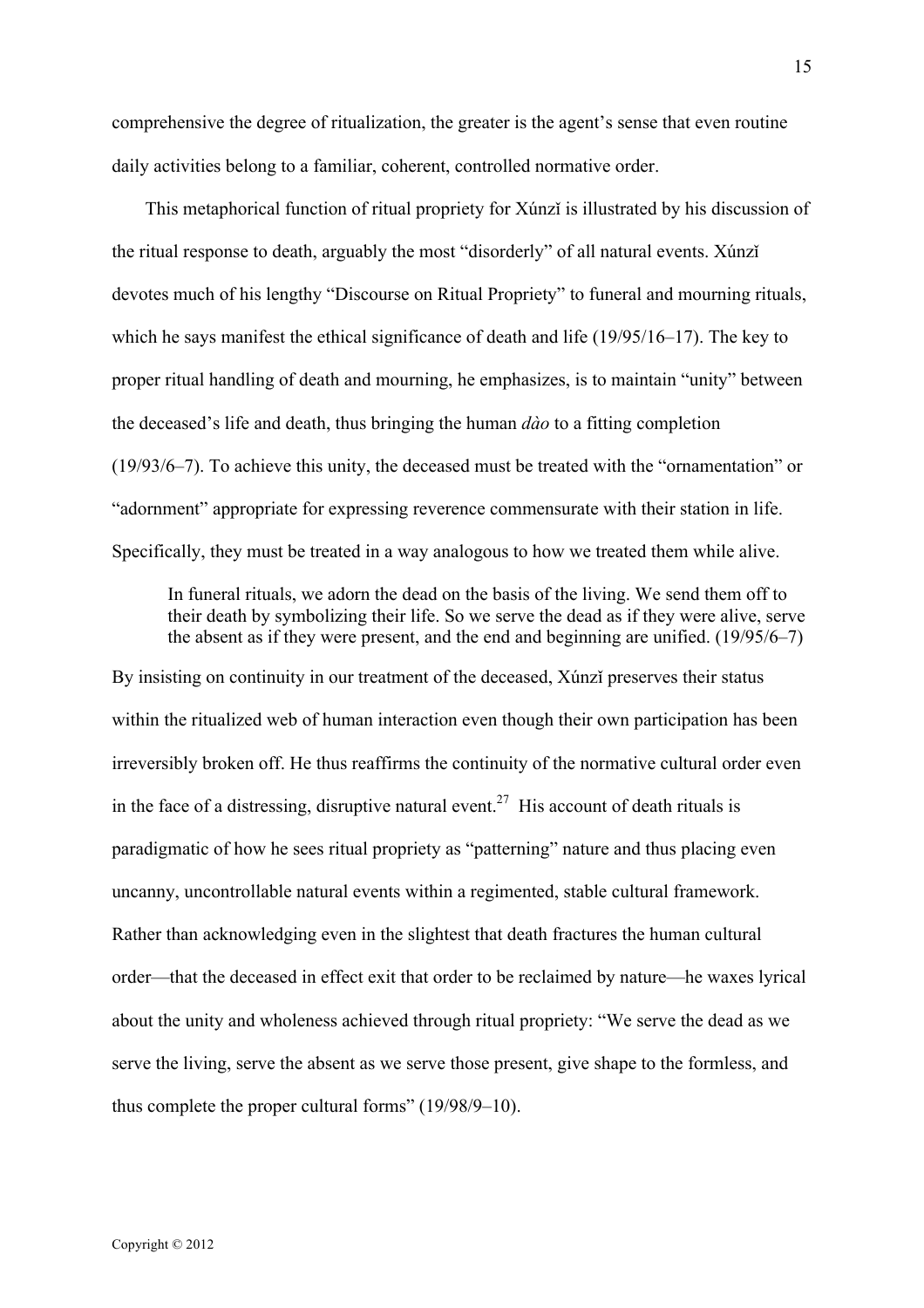comprehensive the degree of ritualization, the greater is the agent's sense that even routine daily activities belong to a familiar, coherent, controlled normative order.

This metaphorical function of ritual propriety for Xúnzǐ is illustrated by his discussion of the ritual response to death, arguably the most "disorderly" of all natural events. Xúnzǐ devotes much of his lengthy "Discourse on Ritual Propriety" to funeral and mourning rituals, which he says manifest the ethical significance of death and life (19/95/16–17). The key to proper ritual handling of death and mourning, he emphasizes, is to maintain "unity" between the deceased's life and death, thus bringing the human *dào* to a fitting completion (19/93/6–7). To achieve this unity, the deceased must be treated with the "ornamentation" or "adornment" appropriate for expressing reverence commensurate with their station in life. Specifically, they must be treated in a way analogous to how we treated them while alive.

> In funeral rituals, we adorn the dead on the basis of the living. We send them off to their death by symbolizing their life. So we serve the dead as if they were alive, serve the absent as if they were present, and the end and beginning are unified. (19/95/6–7)

By insisting on continuity in our treatment of the deceased, Xúnzǐ preserves their status within the ritualized web of human interaction even though their own participation has been irreversibly broken off. He thus reaffirms the continuity of the normative cultural order even in the face of a distressing, disruptive natural event.[27] His account of death rituals is paradigmatic of how he sees ritual propriety as "patterning" nature and thus placing even uncanny, uncontrollable natural events within a regimented, stable cultural framework. Rather than acknowledging even in the slightest that death fractures the human cultural order—that the deceased in effect exit that order to be reclaimed by nature—he waxes lyrical about the unity and wholeness achieved through ritual propriety: "We serve the dead as we serve the living, serve the absent as we serve those present, give shape to the formless, and thus complete the proper cultural forms" (19/98/9–10).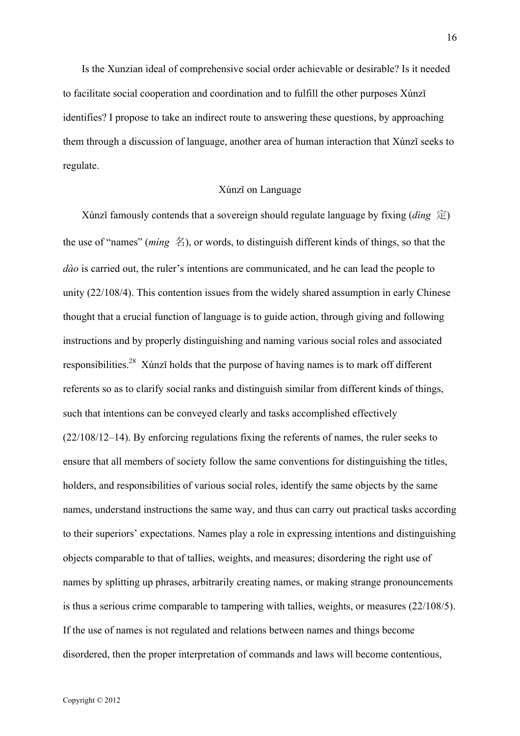Is the Xunzian ideal of comprehensive social order achievable or desirable? Is it needed to facilitate social cooperation and coordination and to fulfill the other purposes Xúnzǐ identifies? I propose to take an indirect route to answering these questions, by approaching them through a discussion of language, another area of human interaction that Xúnzǐ seeks to regulate.

## Xúnzǐ on Language

Xúnzǐ famously contends that a sovereign should regulate language by fixing (*dìng* 定) the use of "names" (*míng* 名), or words, to distinguish different kinds of things, so that the *dào* is carried out, the ruler's intentions are communicated, and he can lead the people to unity (22/108/4). This contention issues from the widely shared assumption in early Chinese thought that a crucial function of language is to guide action, through giving and following instructions and by properly distinguishing and naming various social roles and associated responsibilities.[28] Xúnzǐ holds that the purpose of having names is to mark off different referents so as to clarify social ranks and distinguish similar from different kinds of things, such that intentions can be conveyed clearly and tasks accomplished effectively (22/108/12–14). By enforcing regulations fixing the referents of names, the ruler seeks to ensure that all members of society follow the same conventions for distinguishing the titles, holders, and responsibilities of various social roles, identify the same objects by the same names, understand instructions the same way, and thus can carry out practical tasks according to their superiors' expectations. Names play a role in expressing intentions and distinguishing objects comparable to that of tallies, weights, and measures; disordering the right use of names by splitting up phrases, arbitrarily creating names, or making strange pronouncements is thus a serious crime comparable to tampering with tallies, weights, or measures (22/108/5). If the use of names is not regulated and relations between names and things become disordered, then the proper interpretation of commands and laws will become contentious,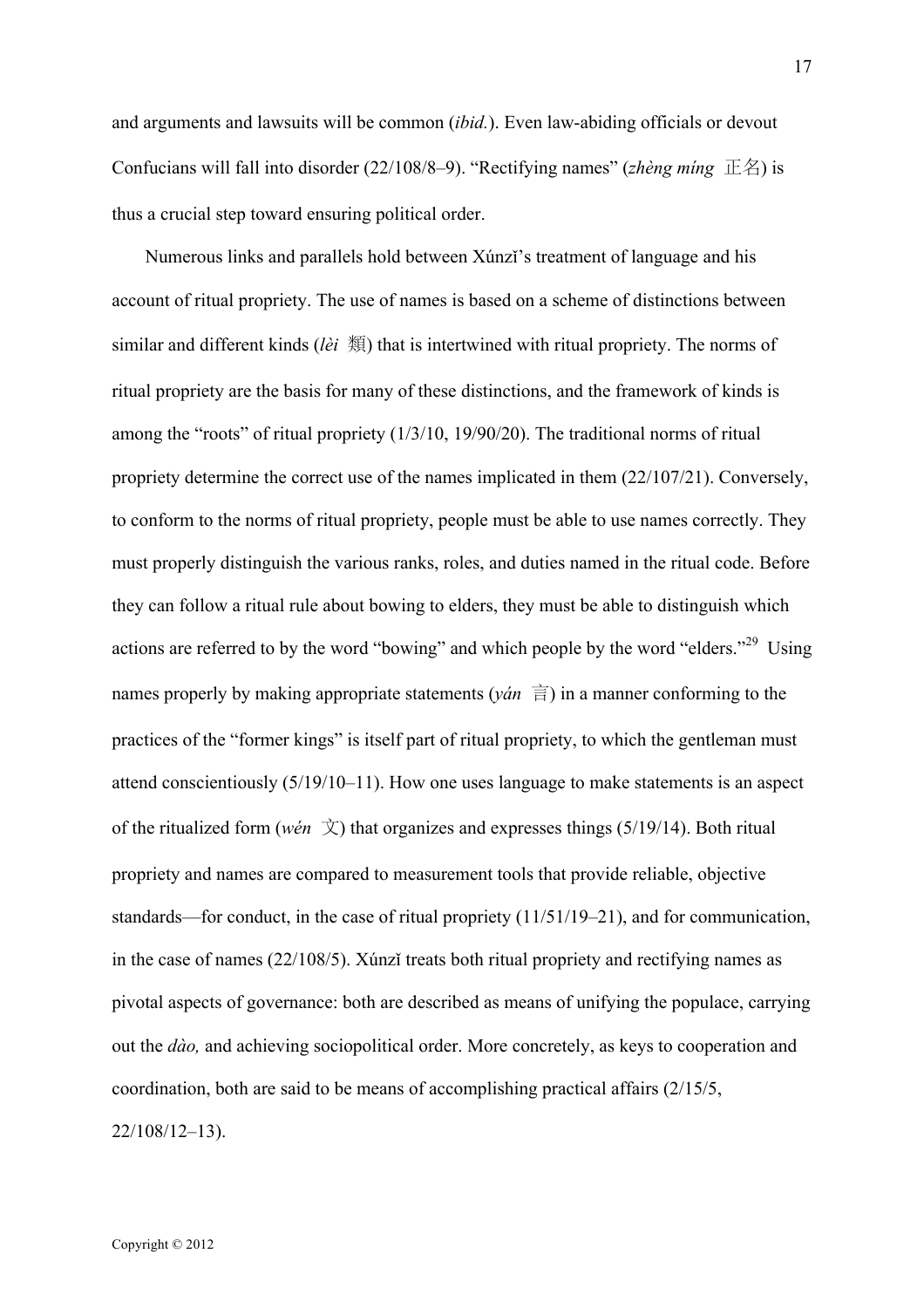and arguments and lawsuits will be common (*ibid.*). Even law-abiding officials or devout Confucians will fall into disorder (22/108/8–9). "Rectifying names" (*zhèng míng* 正名) is thus a crucial step toward ensuring political order.

Numerous links and parallels hold between Xúnzǐ's treatment of language and his account of ritual propriety. The use of names is based on a scheme of distinctions between similar and different kinds (*lèi* 類) that is intertwined with ritual propriety. The norms of ritual propriety are the basis for many of these distinctions, and the framework of kinds is among the "roots" of ritual propriety (1/3/10, 19/90/20). The traditional norms of ritual propriety determine the correct use of the names implicated in them (22/107/21). Conversely, to conform to the norms of ritual propriety, people must be able to use names correctly. They must properly distinguish the various ranks, roles, and duties named in the ritual code. Before they can follow a ritual rule about bowing to elders, they must be able to distinguish which actions are referred to by the word "bowing" and which people by the word "elders."[29] Using names properly by making appropriate statements (*yán* 言) in a manner conforming to the practices of the "former kings" is itself part of ritual propriety, to which the gentleman must attend conscientiously (5/19/10–11). How one uses language to make statements is an aspect of the ritualized form (*wén* 文) that organizes and expresses things (5/19/14). Both ritual propriety and names are compared to measurement tools that provide reliable, objective standards—for conduct, in the case of ritual propriety (11/51/19–21), and for communication, in the case of names (22/108/5). Xúnzǐ treats both ritual propriety and rectifying names as pivotal aspects of governance: both are described as means of unifying the populace, carrying out the *dào,* and achieving sociopolitical order. More concretely, as keys to cooperation and coordination, both are said to be means of accomplishing practical affairs (2/15/5, 22/108/12–13).

Copyright © 2012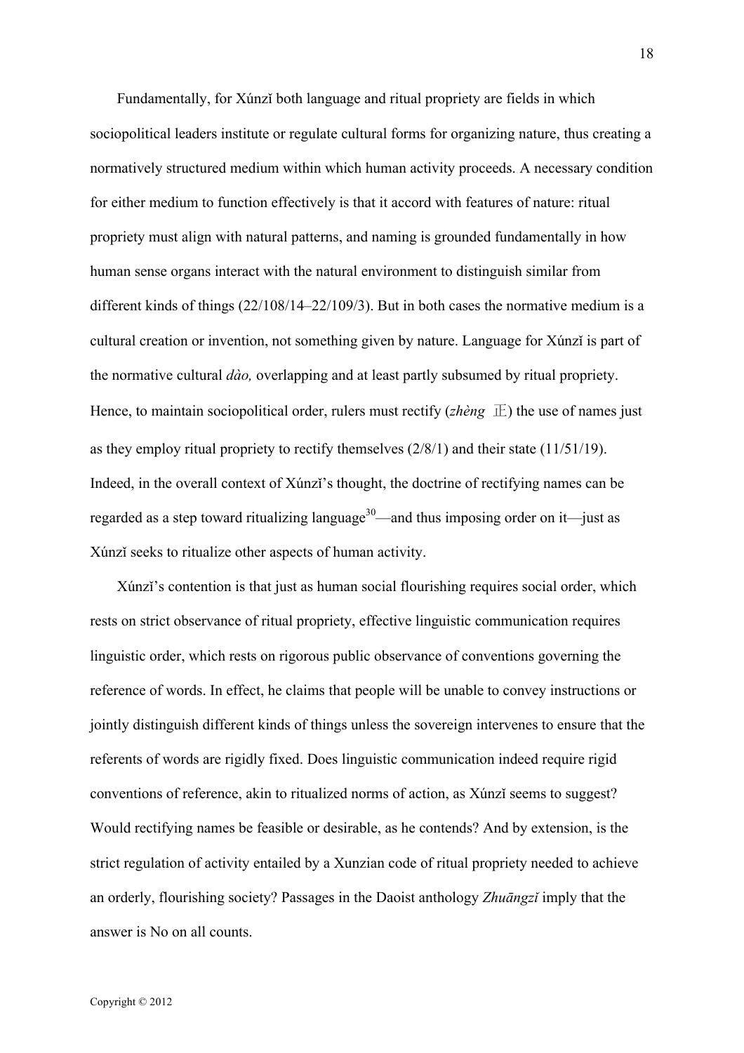Fundamentally, for Xúnzǐ both language and ritual propriety are fields in which sociopolitical leaders institute or regulate cultural forms for organizing nature, thus creating a normatively structured medium within which human activity proceeds. A necessary condition for either medium to function effectively is that it accord with features of nature: ritual propriety must align with natural patterns, and naming is grounded fundamentally in how human sense organs interact with the natural environment to distinguish similar from different kinds of things (22/108/14–22/109/3). But in both cases the normative medium is a cultural creation or invention, not something given by nature. Language for Xúnzǐ is part of the normative cultural *dào,* overlapping and at least partly subsumed by ritual propriety. Hence, to maintain sociopolitical order, rulers must rectify (*zhèng* 正) the use of names just as they employ ritual propriety to rectify themselves (2/8/1) and their state (11/51/19). Indeed, in the overall context of Xúnzǐ's thought, the doctrine of rectifying names can be regarded as a step toward ritualizing language[30]—and thus imposing order on it—just as Xúnzǐ seeks to ritualize other aspects of human activity.

Xúnzǐ's contention is that just as human social flourishing requires social order, which rests on strict observance of ritual propriety, effective linguistic communication requires linguistic order, which rests on rigorous public observance of conventions governing the reference of words. In effect, he claims that people will be unable to convey instructions or jointly distinguish different kinds of things unless the sovereign intervenes to ensure that the referents of words are rigidly fixed. Does linguistic communication indeed require rigid conventions of reference, akin to ritualized norms of action, as Xúnzǐ seems to suggest? Would rectifying names be feasible or desirable, as he contends? And by extension, is the strict regulation of activity entailed by a Xunzian code of ritual propriety needed to achieve an orderly, flourishing society? Passages in the Daoist anthology *Zhuāngzǐ* imply that the answer is No on all counts.

Copyright © 2012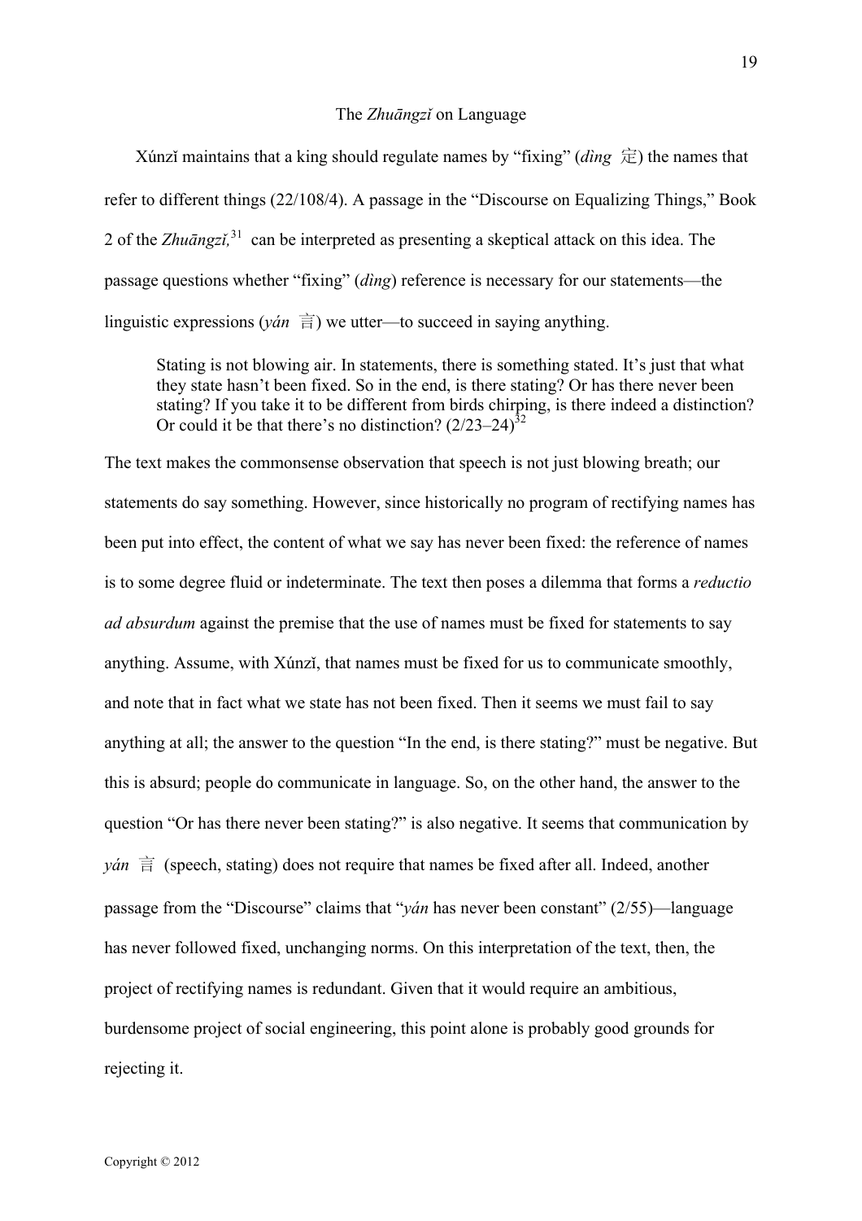## The *Zhuāngzǐ* on Language

Xúnzǐ maintains that a king should regulate names by "fixing" (*dìng* 定) the names that refer to different things (22/108/4). A passage in the "Discourse on Equalizing Things," Book 2 of the *Zhuāngzǐ,*[31] can be interpreted as presenting a skeptical attack on this idea. The passage questions whether "fixing" (*dìng*) reference is necessary for our statements—the linguistic expressions (*yán* 言) we utter—to succeed in saying anything.

> Stating is not blowing air. In statements, there is something stated. It's just that what they state hasn't been fixed. So in the end, is there stating? Or has there never been stating? If you take it to be different from birds chirping, is there indeed a distinction? Or could it be that there's no distinction? (2/23–24)[32]

The text makes the commonsense observation that speech is not just blowing breath; our statements do say something. However, since historically no program of rectifying names has been put into effect, the content of what we say has never been fixed: the reference of names is to some degree fluid or indeterminate. The text then poses a dilemma that forms a *reductio ad absurdum* against the premise that the use of names must be fixed for statements to say anything. Assume, with Xúnzǐ, that names must be fixed for us to communicate smoothly, and note that in fact what we state has not been fixed. Then it seems we must fail to say anything at all; the answer to the question "In the end, is there stating?" must be negative. But this is absurd; people do communicate in language. So, on the other hand, the answer to the question "Or has there never been stating?" is also negative. It seems that communication by *yán* 言 (speech, stating) does not require that names be fixed after all. Indeed, another passage from the "Discourse" claims that "*yán* has never been constant" (2/55)—language has never followed fixed, unchanging norms. On this interpretation of the text, then, the project of rectifying names is redundant. Given that it would require an ambitious, burdensome project of social engineering, this point alone is probably good grounds for rejecting it.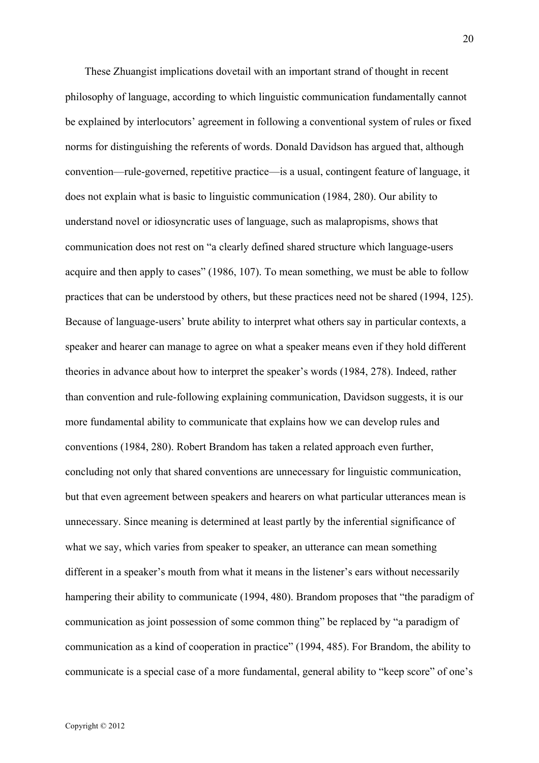These Zhuangist implications dovetail with an important strand of thought in recent philosophy of language, according to which linguistic communication fundamentally cannot be explained by interlocutors' agreement in following a conventional system of rules or fixed norms for distinguishing the referents of words. Donald Davidson has argued that, although convention—rule-governed, repetitive practice—is a usual, contingent feature of language, it does not explain what is basic to linguistic communication (1984, 280). Our ability to understand novel or idiosyncratic uses of language, such as malapropisms, shows that communication does not rest on "a clearly defined shared structure which language-users acquire and then apply to cases" (1986, 107). To mean something, we must be able to follow practices that can be understood by others, but these practices need not be shared (1994, 125). Because of language-users' brute ability to interpret what others say in particular contexts, a speaker and hearer can manage to agree on what a speaker means even if they hold different theories in advance about how to interpret the speaker's words (1984, 278). Indeed, rather than convention and rule-following explaining communication, Davidson suggests, it is our more fundamental ability to communicate that explains how we can develop rules and conventions (1984, 280). Robert Brandom has taken a related approach even further, concluding not only that shared conventions are unnecessary for linguistic communication, but that even agreement between speakers and hearers on what particular utterances mean is unnecessary. Since meaning is determined at least partly by the inferential significance of what we say, which varies from speaker to speaker, an utterance can mean something different in a speaker's mouth from what it means in the listener's ears without necessarily hampering their ability to communicate (1994, 480). Brandom proposes that "the paradigm of communication as joint possession of some common thing" be replaced by "a paradigm of communication as a kind of cooperation in practice" (1994, 485). For Brandom, the ability to communicate is a special case of a more fundamental, general ability to "keep score" of one's

Copyright © 2012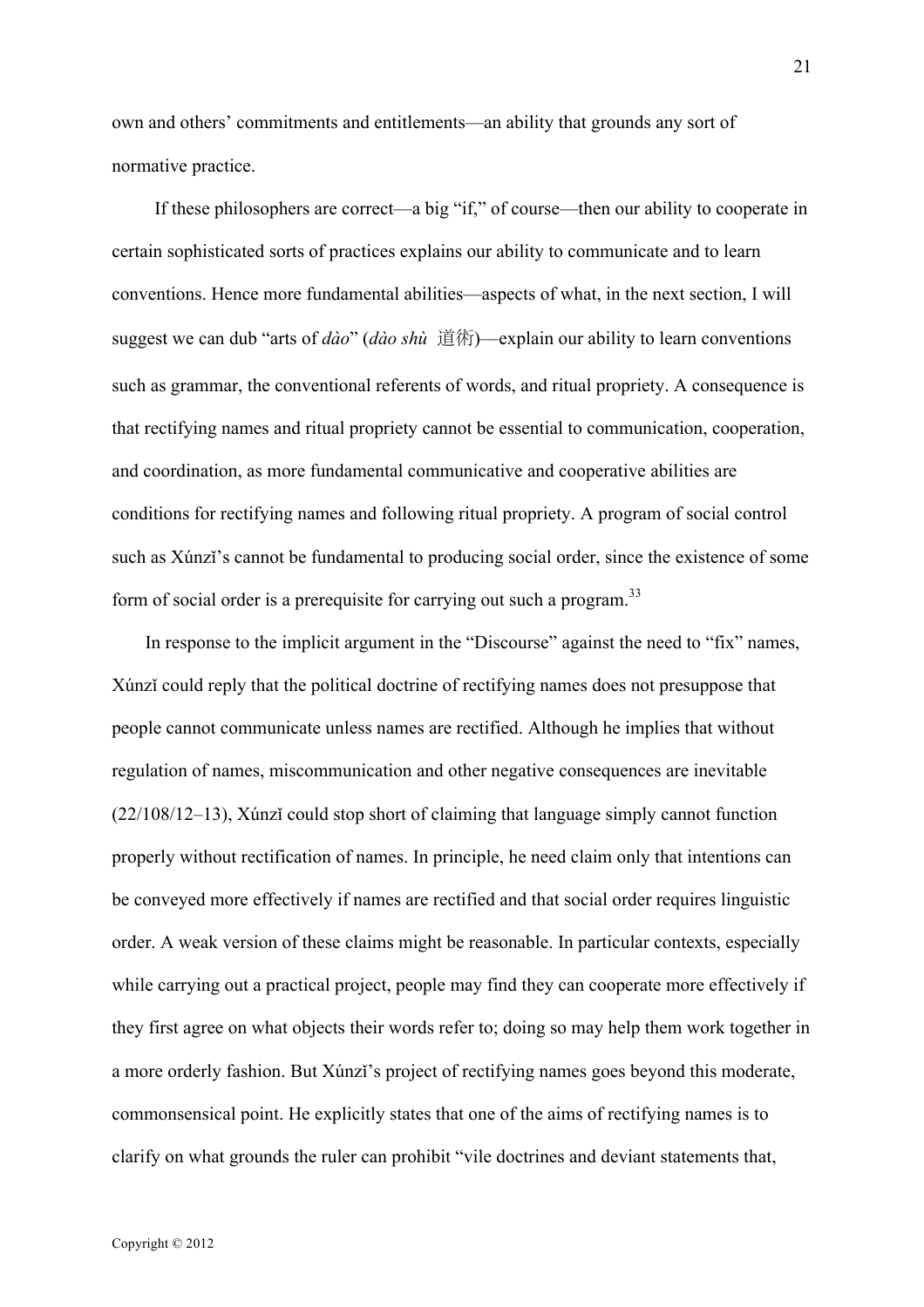own and others' commitments and entitlements—an ability that grounds any sort of normative practice.

If these philosophers are correct—a big "if," of course—then our ability to cooperate in certain sophisticated sorts of practices explains our ability to communicate and to learn conventions. Hence more fundamental abilities—aspects of what, in the next section, I will suggest we can dub "arts of *dào*" (*dào shù* 道術)—explain our ability to learn conventions such as grammar, the conventional referents of words, and ritual propriety. A consequence is that rectifying names and ritual propriety cannot be essential to communication, cooperation, and coordination, as more fundamental communicative and cooperative abilities are conditions for rectifying names and following ritual propriety. A program of social control such as Xúnzǐ's cannot be fundamental to producing social order, since the existence of some form of social order is a prerequisite for carrying out such a program.[33]

In response to the implicit argument in the "Discourse" against the need to "fix" names, Xúnzǐ could reply that the political doctrine of rectifying names does not presuppose that people cannot communicate unless names are rectified. Although he implies that without regulation of names, miscommunication and other negative consequences are inevitable (22/108/12–13), Xúnzǐ could stop short of claiming that language simply cannot function properly without rectification of names. In principle, he need claim only that intentions can be conveyed more effectively if names are rectified and that social order requires linguistic order. A weak version of these claims might be reasonable. In particular contexts, especially while carrying out a practical project, people may find they can cooperate more effectively if they first agree on what objects their words refer to; doing so may help them work together in a more orderly fashion. But Xúnzǐ's project of rectifying names goes beyond this moderate, commonsensical point. He explicitly states that one of the aims of rectifying names is to clarify on what grounds the ruler can prohibit "vile doctrines and deviant statements that,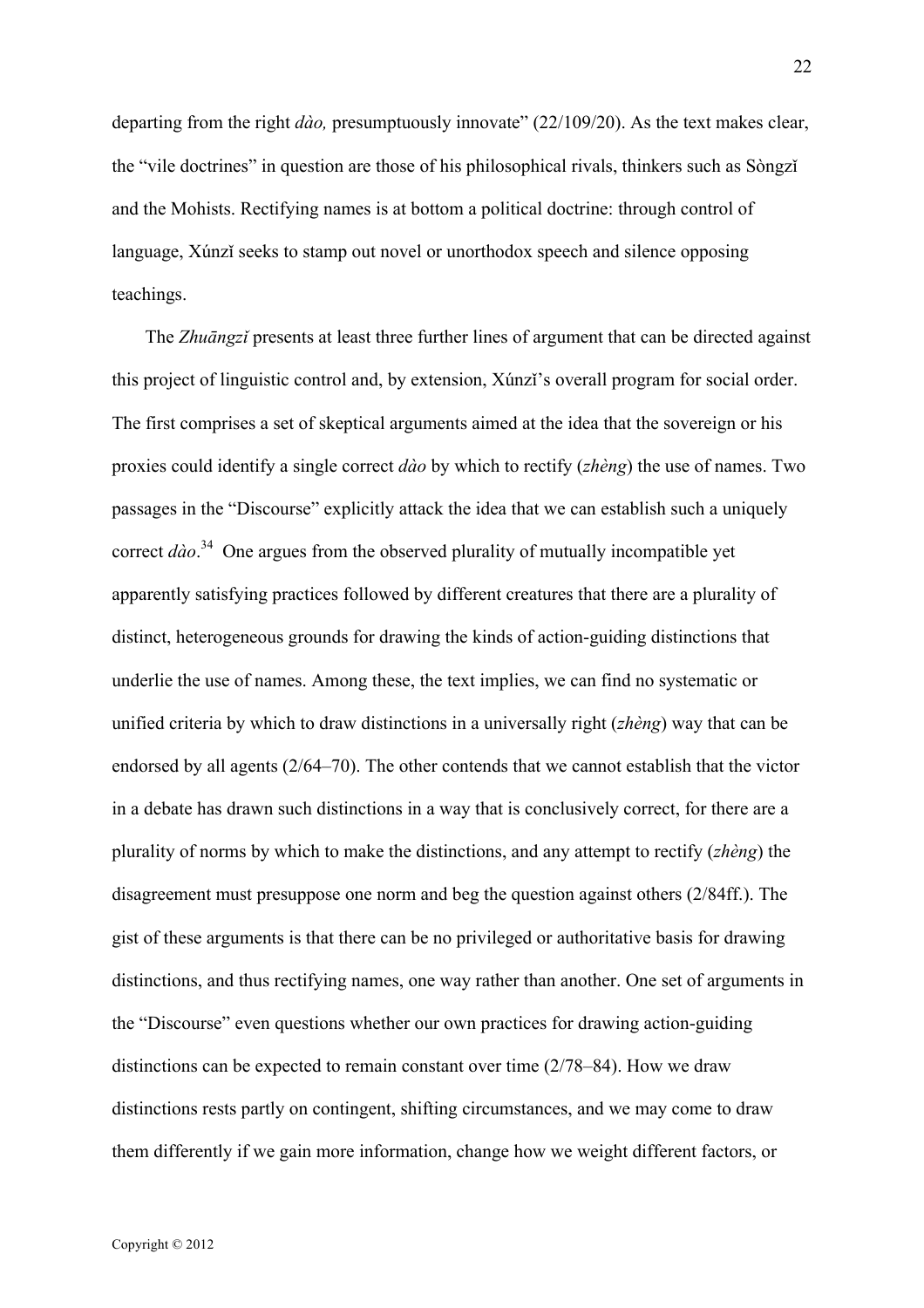departing from the right *dào,* presumptuously innovate" (22/109/20). As the text makes clear, the "vile doctrines" in question are those of his philosophical rivals, thinkers such as Sòngzǐ and the Mohists. Rectifying names is at bottom a political doctrine: through control of language, Xúnzǐ seeks to stamp out novel or unorthodox speech and silence opposing teachings.

The *Zhuāngzǐ* presents at least three further lines of argument that can be directed against this project of linguistic control and, by extension, Xúnzǐ's overall program for social order. The first comprises a set of skeptical arguments aimed at the idea that the sovereign or his proxies could identify a single correct *dào* by which to rectify (*zhèng*) the use of names. Two passages in the "Discourse" explicitly attack the idea that we can establish such a uniquely correct *dào*.[34] One argues from the observed plurality of mutually incompatible yet apparently satisfying practices followed by different creatures that there are a plurality of distinct, heterogeneous grounds for drawing the kinds of action-guiding distinctions that underlie the use of names. Among these, the text implies, we can find no systematic or unified criteria by which to draw distinctions in a universally right (*zhèng*) way that can be endorsed by all agents (2/64–70). The other contends that we cannot establish that the victor in a debate has drawn such distinctions in a way that is conclusively correct, for there are a plurality of norms by which to make the distinctions, and any attempt to rectify (*zhèng*) the disagreement must presuppose one norm and beg the question against others (2/84ff.). The gist of these arguments is that there can be no privileged or authoritative basis for drawing distinctions, and thus rectifying names, one way rather than another. One set of arguments in the "Discourse" even questions whether our own practices for drawing action-guiding distinctions can be expected to remain constant over time (2/78–84). How we draw distinctions rests partly on contingent, shifting circumstances, and we may come to draw them differently if we gain more information, change how we weight different factors, or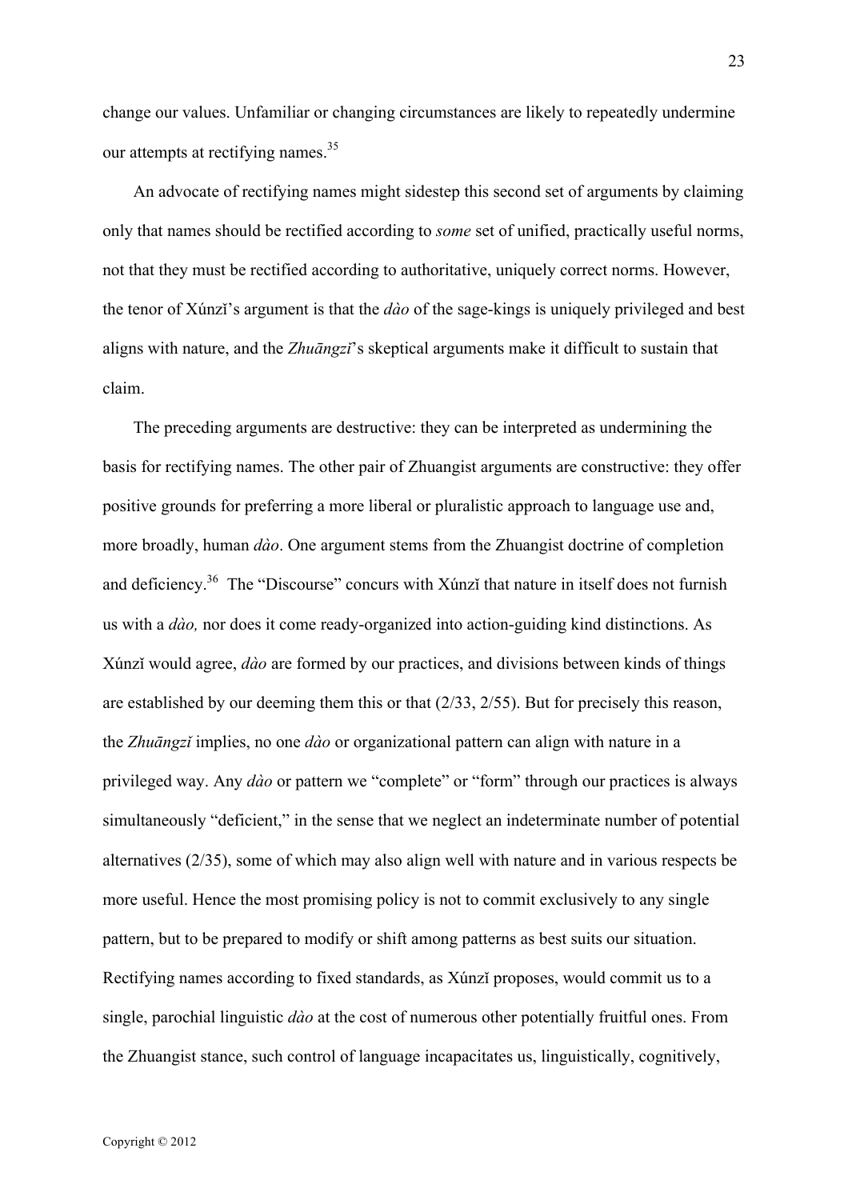change our values. Unfamiliar or changing circumstances are likely to repeatedly undermine our attempts at rectifying names.[35]

An advocate of rectifying names might sidestep this second set of arguments by claiming only that names should be rectified according to *some* set of unified, practically useful norms, not that they must be rectified according to authoritative, uniquely correct norms. However, the tenor of Xúnzǐ's argument is that the *dào* of the sage-kings is uniquely privileged and best aligns with nature, and the *Zhuāngzǐ*'s skeptical arguments make it difficult to sustain that claim.

The preceding arguments are destructive: they can be interpreted as undermining the basis for rectifying names. The other pair of Zhuangist arguments are constructive: they offer positive grounds for preferring a more liberal or pluralistic approach to language use and, more broadly, human *dào*. One argument stems from the Zhuangist doctrine of completion and deficiency.[36] The "Discourse" concurs with Xúnzǐ that nature in itself does not furnish us with a *dào,* nor does it come ready-organized into action-guiding kind distinctions. As Xúnzǐ would agree, *dào* are formed by our practices, and divisions between kinds of things are established by our deeming them this or that (2/33, 2/55). But for precisely this reason, the *Zhuāngzǐ* implies, no one *dào* or organizational pattern can align with nature in a privileged way. Any *dào* or pattern we "complete" or "form" through our practices is always simultaneously "deficient," in the sense that we neglect an indeterminate number of potential alternatives (2/35), some of which may also align well with nature and in various respects be more useful. Hence the most promising policy is not to commit exclusively to any single pattern, but to be prepared to modify or shift among patterns as best suits our situation. Rectifying names according to fixed standards, as Xúnzǐ proposes, would commit us to a single, parochial linguistic *dào* at the cost of numerous other potentially fruitful ones. From the Zhuangist stance, such control of language incapacitates us, linguistically, cognitively,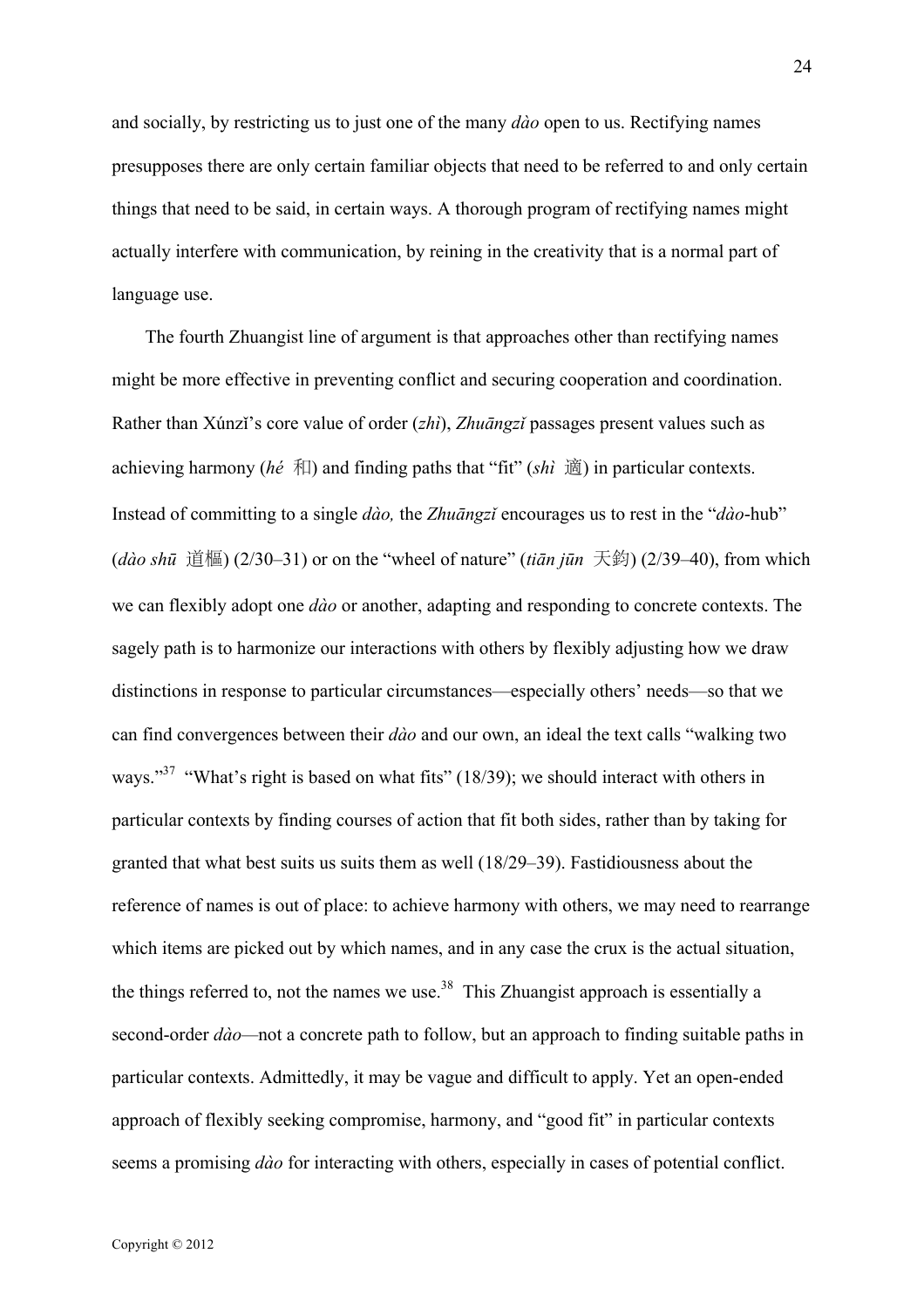and socially, by restricting us to just one of the many *dào* open to us. Rectifying names presupposes there are only certain familiar objects that need to be referred to and only certain things that need to be said, in certain ways. A thorough program of rectifying names might actually interfere with communication, by reining in the creativity that is a normal part of language use.

The fourth Zhuangist line of argument is that approaches other than rectifying names might be more effective in preventing conflict and securing cooperation and coordination. Rather than Xúnzǐ's core value of order (*zhì*), *Zhuāngzǐ* passages present values such as achieving harmony (*hé* 和) and finding paths that "fit" (*shì* 適) in particular contexts. Instead of committing to a single *dào,* the *Zhuāngzǐ* encourages us to rest in the "*dào*-hub" (*dào shū* 道樞) (2/30–31) or on the "wheel of nature" (*tiān jūn* 天鈞) (2/39–40), from which we can flexibly adopt one *dào* or another, adapting and responding to concrete contexts. The sagely path is to harmonize our interactions with others by flexibly adjusting how we draw distinctions in response to particular circumstances—especially others' needs—so that we can find convergences between their *dào* and our own, an ideal the text calls "walking two ways."[37] "What's right is based on what fits" (18/39); we should interact with others in particular contexts by finding courses of action that fit both sides, rather than by taking for granted that what best suits us suits them as well (18/29–39). Fastidiousness about the reference of names is out of place: to achieve harmony with others, we may need to rearrange which items are picked out by which names, and in any case the crux is the actual situation, the things referred to, not the names we use.[38] This Zhuangist approach is essentially a second-order *dào*—not a concrete path to follow, but an approach to finding suitable paths in particular contexts. Admittedly, it may be vague and difficult to apply. Yet an open-ended approach of flexibly seeking compromise, harmony, and "good fit" in particular contexts seems a promising *dào* for interacting with others, especially in cases of potential conflict.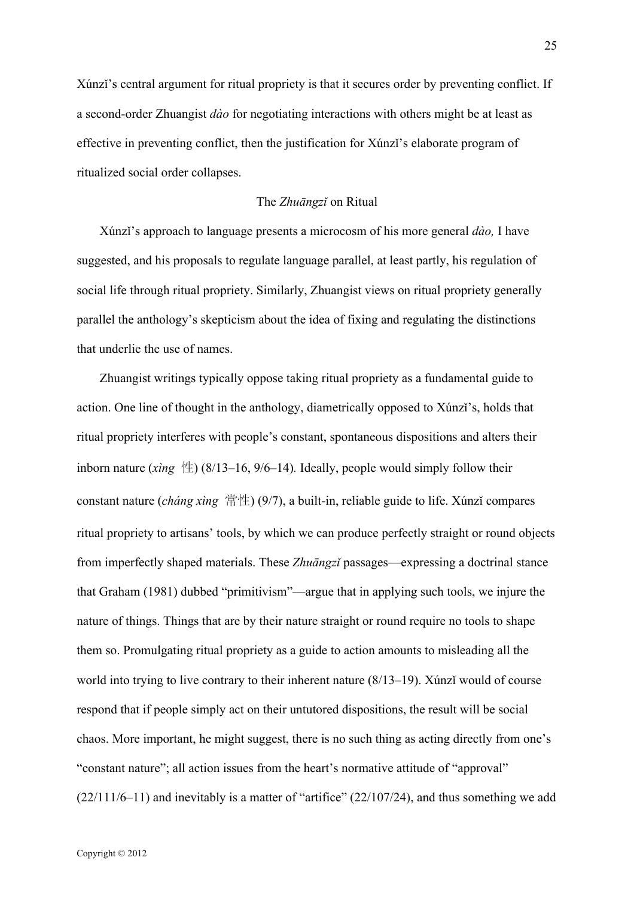Xúnzǐ's central argument for ritual propriety is that it secures order by preventing conflict. If a second-order Zhuangist *dào* for negotiating interactions with others might be at least as effective in preventing conflict, then the justification for Xúnzǐ's elaborate program of ritualized social order collapses.

## The *Zhuāngzǐ* on Ritual

Xúnzǐ's approach to language presents a microcosm of his more general *dào,* I have suggested, and his proposals to regulate language parallel, at least partly, his regulation of social life through ritual propriety. Similarly, Zhuangist views on ritual propriety generally parallel the anthology's skepticism about the idea of fixing and regulating the distinctions that underlie the use of names.

Zhuangist writings typically oppose taking ritual propriety as a fundamental guide to action. One line of thought in the anthology, diametrically opposed to Xúnzǐ's, holds that ritual propriety interferes with people's constant, spontaneous dispositions and alters their inborn nature (*xìng* 性) (8/13–16, 9/6–14). Ideally, people would simply follow their constant nature (*cháng xìng* 常性) (9/7), a built-in, reliable guide to life. Xúnzǐ compares ritual propriety to artisans' tools, by which we can produce perfectly straight or round objects from imperfectly shaped materials. These *Zhuāngzǐ* passages—expressing a doctrinal stance that Graham (1981) dubbed "primitivism"—argue that in applying such tools, we injure the nature of things. Things that are by their nature straight or round require no tools to shape them so. Promulgating ritual propriety as a guide to action amounts to misleading all the world into trying to live contrary to their inherent nature (8/13–19). Xúnzǐ would of course respond that if people simply act on their untutored dispositions, the result will be social chaos. More important, he might suggest, there is no such thing as acting directly from one's "constant nature"; all action issues from the heart's normative attitude of "approval" (22/111/6–11) and inevitably is a matter of "artifice" (22/107/24), and thus something we add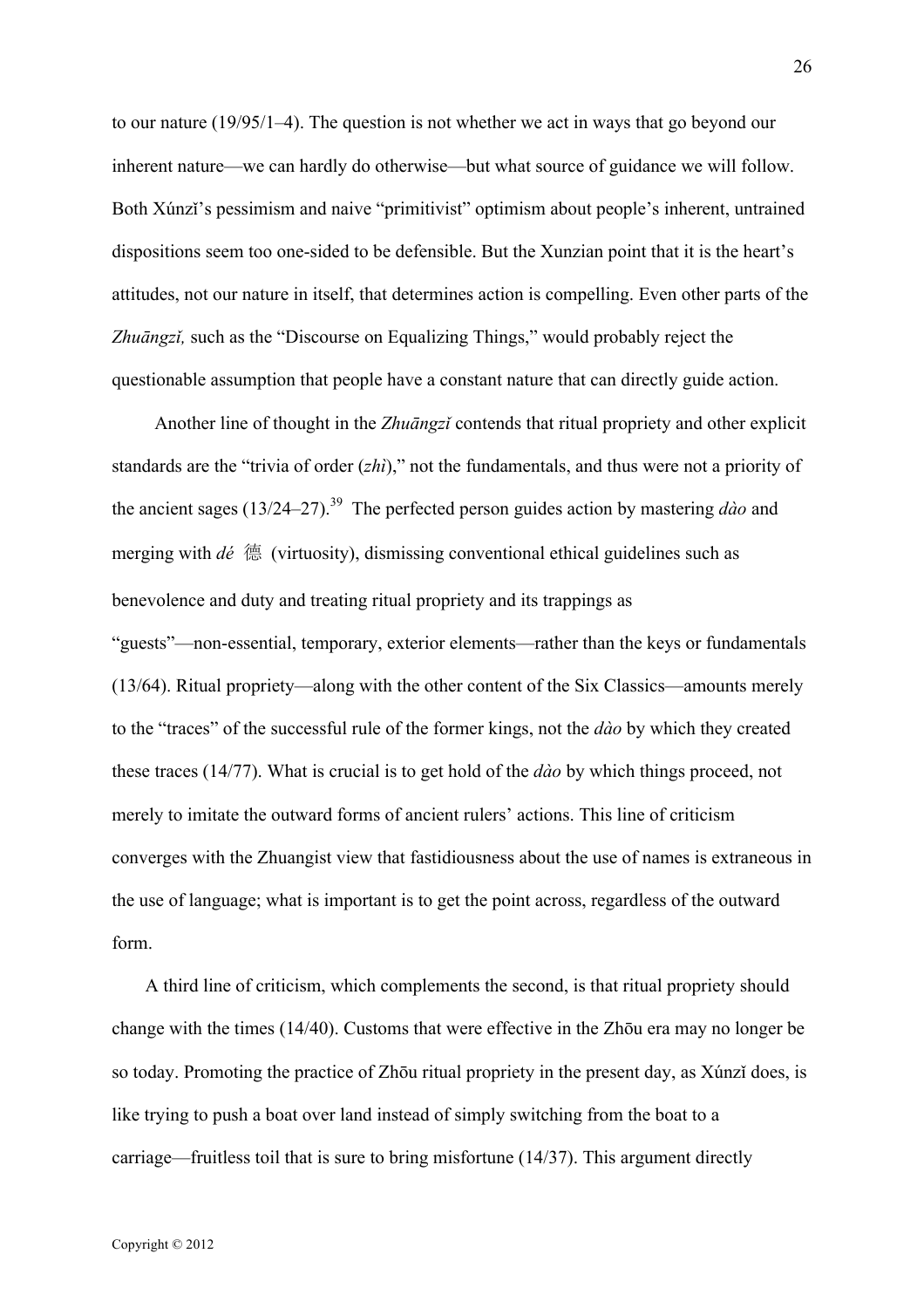to our nature (19/95/1–4). The question is not whether we act in ways that go beyond our inherent nature—we can hardly do otherwise—but what source of guidance we will follow. Both Xúnzǐ's pessimism and naive "primitivist" optimism about people's inherent, untrained dispositions seem too one-sided to be defensible. But the Xunzian point that it is the heart's attitudes, not our nature in itself, that determines action is compelling. Even other parts of the *Zhuāngzǐ,* such as the "Discourse on Equalizing Things," would probably reject the questionable assumption that people have a constant nature that can directly guide action.

Another line of thought in the *Zhuāngzǐ* contends that ritual propriety and other explicit standards are the "trivia of order (*zhì*)," not the fundamentals, and thus were not a priority of the ancient sages (13/24–27).[39] The perfected person guides action by mastering *dào* and merging with *dé* 德 (virtuosity), dismissing conventional ethical guidelines such as benevolence and duty and treating ritual propriety and its trappings as "guests"—non-essential, temporary, exterior elements—rather than the keys or fundamentals (13/64). Ritual propriety—along with the other content of the Six Classics—amounts merely to the "traces" of the successful rule of the former kings, not the *dào* by which they created these traces (14/77). What is crucial is to get hold of the *dào* by which things proceed, not merely to imitate the outward forms of ancient rulers' actions. This line of criticism converges with the Zhuangist view that fastidiousness about the use of names is extraneous in the use of language; what is important is to get the point across, regardless of the outward form.

A third line of criticism, which complements the second, is that ritual propriety should change with the times (14/40). Customs that were effective in the Zhōu era may no longer be so today. Promoting the practice of Zhōu ritual propriety in the present day, as Xúnzǐ does, is like trying to push a boat over land instead of simply switching from the boat to a carriage—fruitless toil that is sure to bring misfortune (14/37). This argument directly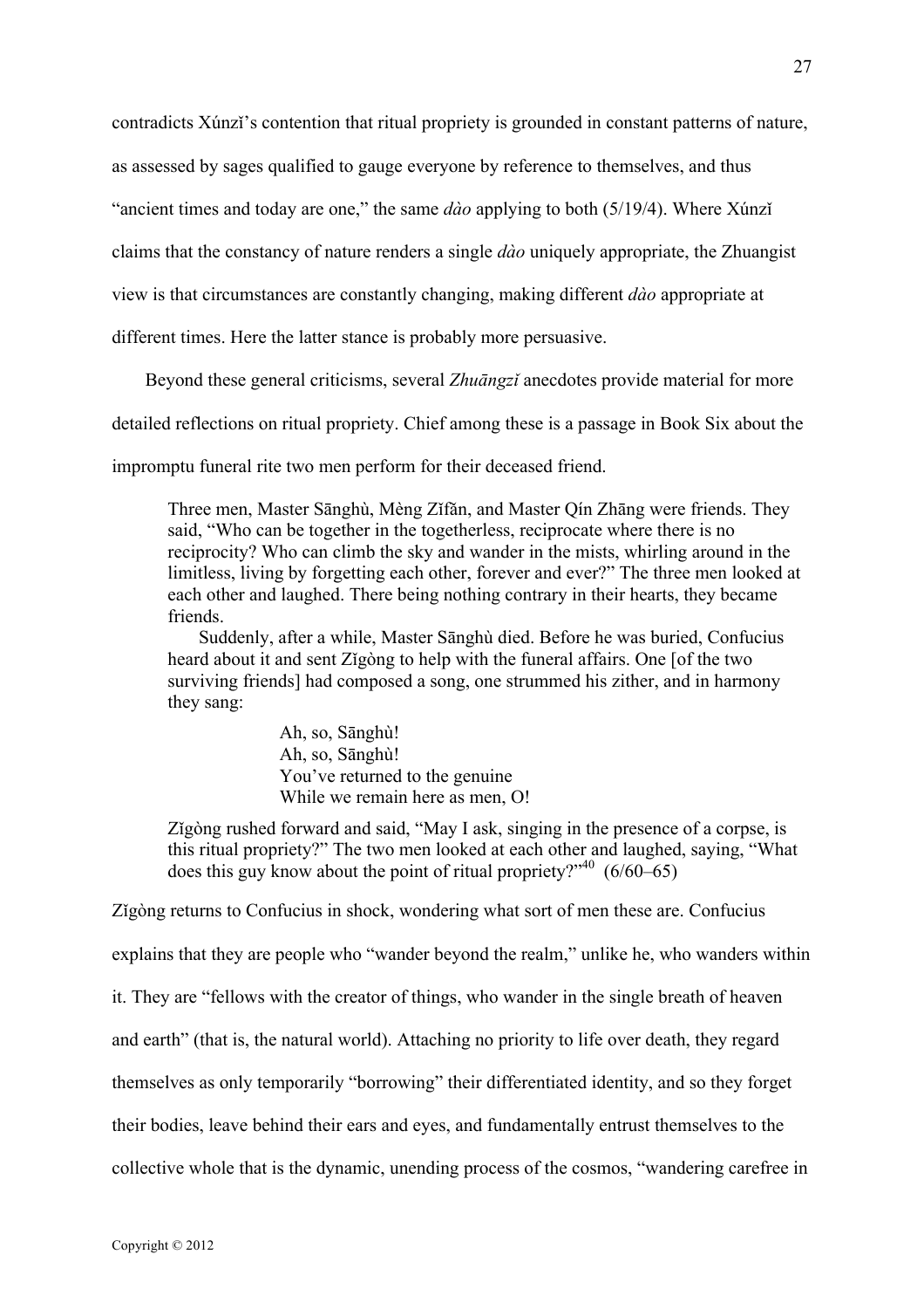contradicts Xúnzǐ's contention that ritual propriety is grounded in constant patterns of nature, as assessed by sages qualified to gauge everyone by reference to themselves, and thus "ancient times and today are one," the same *dào* applying to both (5/19/4). Where Xúnzǐ claims that the constancy of nature renders a single *dào* uniquely appropriate, the Zhuangist view is that circumstances are constantly changing, making different *dào* appropriate at different times. Here the latter stance is probably more persuasive.

Beyond these general criticisms, several *Zhuāngzǐ* anecdotes provide material for more detailed reflections on ritual propriety. Chief among these is a passage in Book Six about the impromptu funeral rite two men perform for their deceased friend.

> Three men, Master Sānghù, Mèng Zǐfǎn, and Master Qín Zhāng were friends. They said, "Who can be together in the togetherless, reciprocate where there is no reciprocity? Who can climb the sky and wander in the mists, whirling around in the limitless, living by forgetting each other, forever and ever?" The three men looked at each other and laughed. There being nothing contrary in their hearts, they became friends.
>
> Suddenly, after a while, Master Sānghù died. Before he was buried, Confucius heard about it and sent Zǐgòng to help with the funeral affairs. One [of the two surviving friends] had composed a song, one strummed his zither, and in harmony they sang:
>
> Ah, so, Sānghù!
> Ah, so, Sānghù!
> You've returned to the genuine
> While we remain here as men, O!
>
> Zǐgòng rushed forward and said, "May I ask, singing in the presence of a corpse, is this ritual propriety?" The two men looked at each other and laughed, saying, "What does this guy know about the point of ritual propriety?"[40] (6/60–65)

Zǐgòng returns to Confucius in shock, wondering what sort of men these are. Confucius explains that they are people who "wander beyond the realm," unlike he, who wanders within it. They are "fellows with the creator of things, who wander in the single breath of heaven and earth" (that is, the natural world). Attaching no priority to life over death, they regard themselves as only temporarily "borrowing" their differentiated identity, and so they forget their bodies, leave behind their ears and eyes, and fundamentally entrust themselves to the collective whole that is the dynamic, unending process of the cosmos, "wandering carefree in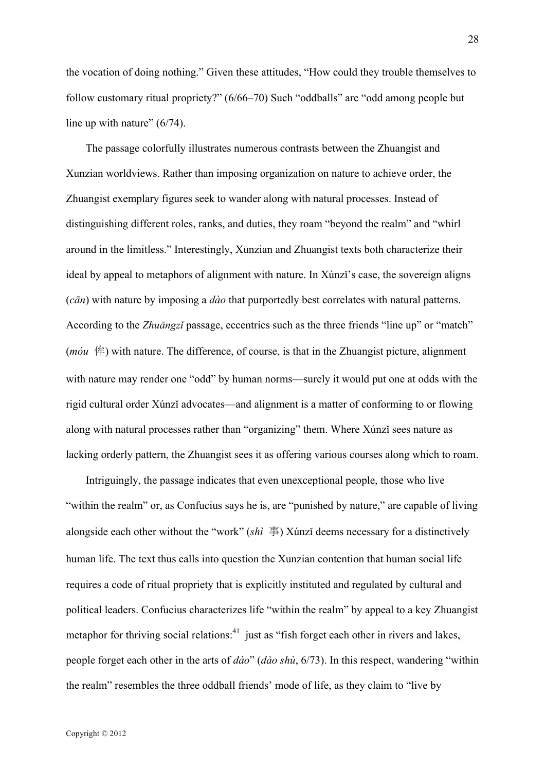the vocation of doing nothing." Given these attitudes, "How could they trouble themselves to follow customary ritual propriety?" (6/66–70) Such "oddballs" are "odd among people but line up with nature" (6/74).

The passage colorfully illustrates numerous contrasts between the Zhuangist and Xunzian worldviews. Rather than imposing organization on nature to achieve order, the Zhuangist exemplary figures seek to wander along with natural processes. Instead of distinguishing different roles, ranks, and duties, they roam "beyond the realm" and "whirl around in the limitless." Interestingly, Xunzian and Zhuangist texts both characterize their ideal by appeal to metaphors of alignment with nature. In Xúnzǐ's case, the sovereign aligns (*cān*) with nature by imposing a *dào* that purportedly best correlates with natural patterns. According to the *Zhuāngzǐ* passage, eccentrics such as the three friends "line up" or "match" (*móu* 侔) with nature. The difference, of course, is that in the Zhuangist picture, alignment with nature may render one "odd" by human norms—surely it would put one at odds with the rigid cultural order Xúnzǐ advocates—and alignment is a matter of conforming to or flowing along with natural processes rather than "organizing" them. Where Xúnzǐ sees nature as lacking orderly pattern, the Zhuangist sees it as offering various courses along which to roam.

Intriguingly, the passage indicates that even unexceptional people, those who live "within the realm" or, as Confucius says he is, are "punished by nature," are capable of living alongside each other without the "work" (*shì* 事) Xúnzǐ deems necessary for a distinctively human life. The text thus calls into question the Xunzian contention that human social life requires a code of ritual propriety that is explicitly instituted and regulated by cultural and political leaders. Confucius characterizes life "within the realm" by appeal to a key Zhuangist metaphor for thriving social relations:[41] just as "fish forget each other in rivers and lakes, people forget each other in the arts of *dào*" (*dào shù*, 6/73). In this respect, wandering "within the realm" resembles the three oddball friends' mode of life, as they claim to "live by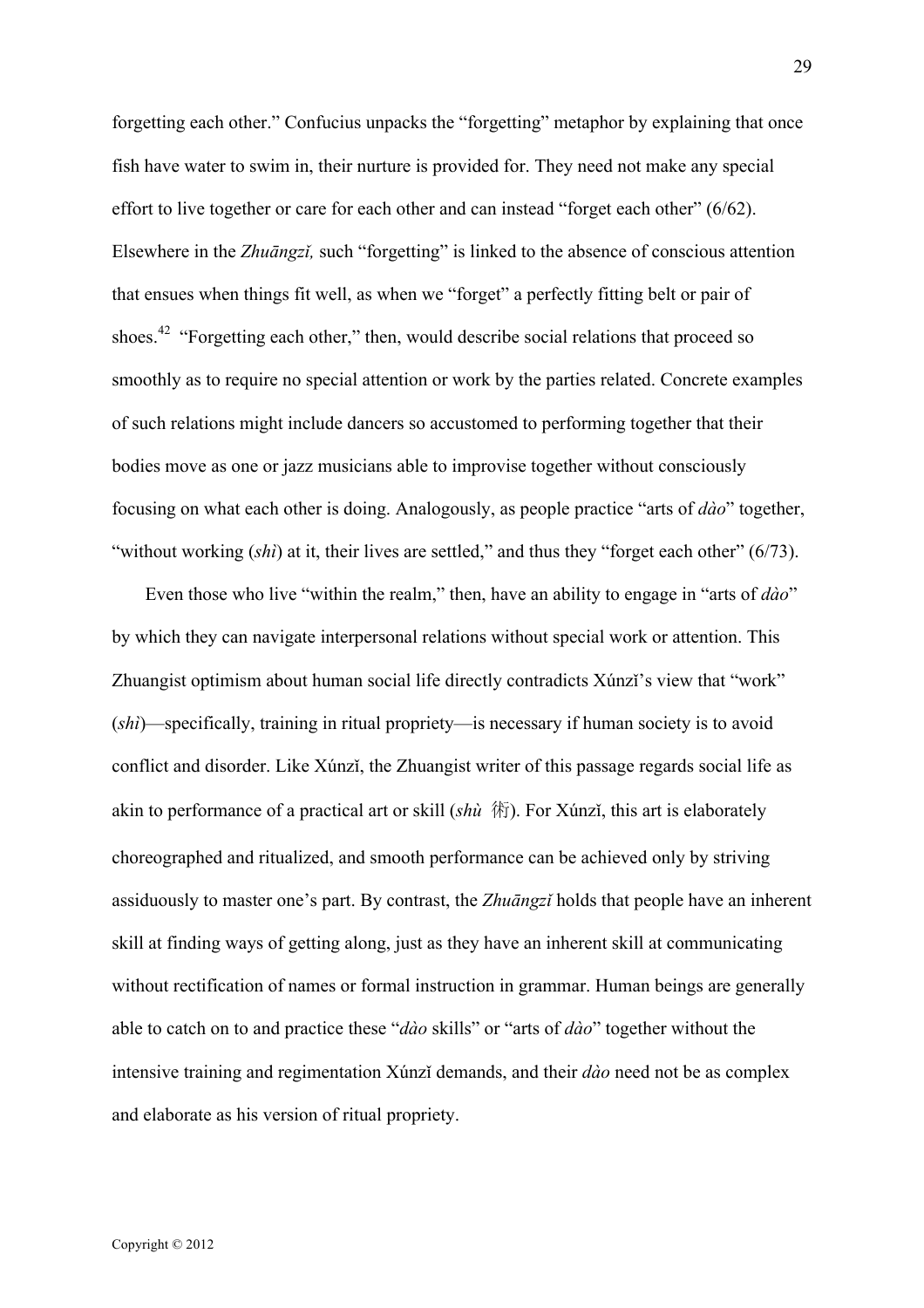forgetting each other." Confucius unpacks the "forgetting" metaphor by explaining that once fish have water to swim in, their nurture is provided for. They need not make any special effort to live together or care for each other and can instead "forget each other" (6/62). Elsewhere in the *Zhuāngzǐ,* such "forgetting" is linked to the absence of conscious attention that ensues when things fit well, as when we "forget" a perfectly fitting belt or pair of shoes.[42] "Forgetting each other," then, would describe social relations that proceed so smoothly as to require no special attention or work by the parties related. Concrete examples of such relations might include dancers so accustomed to performing together that their bodies move as one or jazz musicians able to improvise together without consciously focusing on what each other is doing. Analogously, as people practice "arts of *dào*" together, "without working (*shì*) at it, their lives are settled," and thus they "forget each other" (6/73).

Even those who live "within the realm," then, have an ability to engage in "arts of *dào*" by which they can navigate interpersonal relations without special work or attention. This Zhuangist optimism about human social life directly contradicts Xúnzǐ's view that "work" (*shì*)—specifically, training in ritual propriety—is necessary if human society is to avoid conflict and disorder. Like Xúnzǐ, the Zhuangist writer of this passage regards social life as akin to performance of a practical art or skill (*shù* 術). For Xúnzǐ, this art is elaborately choreographed and ritualized, and smooth performance can be achieved only by striving assiduously to master one's part. By contrast, the *Zhuāngzǐ* holds that people have an inherent skill at finding ways of getting along, just as they have an inherent skill at communicating without rectification of names or formal instruction in grammar. Human beings are generally able to catch on to and practice these "*dào* skills" or "arts of *dào*" together without the intensive training and regimentation Xúnzǐ demands, and their *dào* need not be as complex and elaborate as his version of ritual propriety.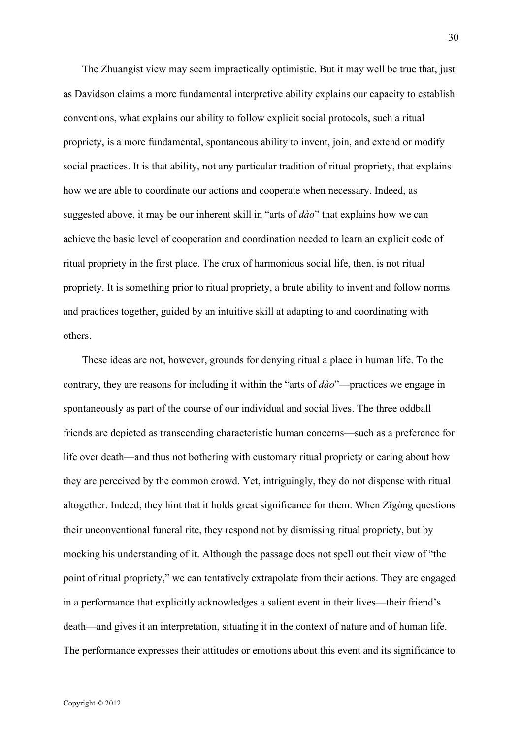The Zhuangist view may seem impractically optimistic. But it may well be true that, just as Davidson claims a more fundamental interpretive ability explains our capacity to establish conventions, what explains our ability to follow explicit social protocols, such a ritual propriety, is a more fundamental, spontaneous ability to invent, join, and extend or modify social practices. It is that ability, not any particular tradition of ritual propriety, that explains how we are able to coordinate our actions and cooperate when necessary. Indeed, as suggested above, it may be our inherent skill in "arts of *dào*" that explains how we can achieve the basic level of cooperation and coordination needed to learn an explicit code of ritual propriety in the first place. The crux of harmonious social life, then, is not ritual propriety. It is something prior to ritual propriety, a brute ability to invent and follow norms and practices together, guided by an intuitive skill at adapting to and coordinating with others.

These ideas are not, however, grounds for denying ritual a place in human life. To the contrary, they are reasons for including it within the "arts of *dào*"—practices we engage in spontaneously as part of the course of our individual and social lives. The three oddball friends are depicted as transcending characteristic human concerns—such as a preference for life over death—and thus not bothering with customary ritual propriety or caring about how they are perceived by the common crowd. Yet, intriguingly, they do not dispense with ritual altogether. Indeed, they hint that it holds great significance for them. When Zǐgòng questions their unconventional funeral rite, they respond not by dismissing ritual propriety, but by mocking his understanding of it. Although the passage does not spell out their view of "the point of ritual propriety," we can tentatively extrapolate from their actions. They are engaged in a performance that explicitly acknowledges a salient event in their lives—their friend's death—and gives it an interpretation, situating it in the context of nature and of human life. The performance expresses their attitudes or emotions about this event and its significance to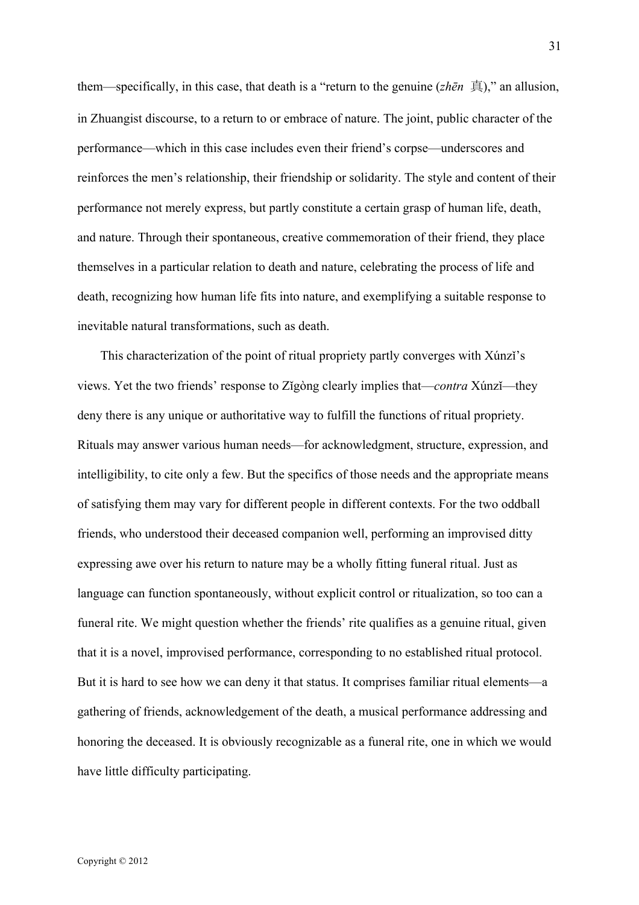them—specifically, in this case, that death is a "return to the genuine (*zhēn* 真)," an allusion, in Zhuangist discourse, to a return to or embrace of nature. The joint, public character of the performance—which in this case includes even their friend's corpse—underscores and reinforces the men's relationship, their friendship or solidarity. The style and content of their performance not merely express, but partly constitute a certain grasp of human life, death, and nature. Through their spontaneous, creative commemoration of their friend, they place themselves in a particular relation to death and nature, celebrating the process of life and death, recognizing how human life fits into nature, and exemplifying a suitable response to inevitable natural transformations, such as death.

This characterization of the point of ritual propriety partly converges with Xúnzǐ's views. Yet the two friends' response to Zǐgòng clearly implies that—*contra* Xúnzǐ—they deny there is any unique or authoritative way to fulfill the functions of ritual propriety. Rituals may answer various human needs—for acknowledgment, structure, expression, and intelligibility, to cite only a few. But the specifics of those needs and the appropriate means of satisfying them may vary for different people in different contexts. For the two oddball friends, who understood their deceased companion well, performing an improvised ditty expressing awe over his return to nature may be a wholly fitting funeral ritual. Just as language can function spontaneously, without explicit control or ritualization, so too can a funeral rite. We might question whether the friends' rite qualifies as a genuine ritual, given that it is a novel, improvised performance, corresponding to no established ritual protocol. But it is hard to see how we can deny it that status. It comprises familiar ritual elements—a gathering of friends, acknowledgement of the death, a musical performance addressing and honoring the deceased. It is obviously recognizable as a funeral rite, one in which we would have little difficulty participating.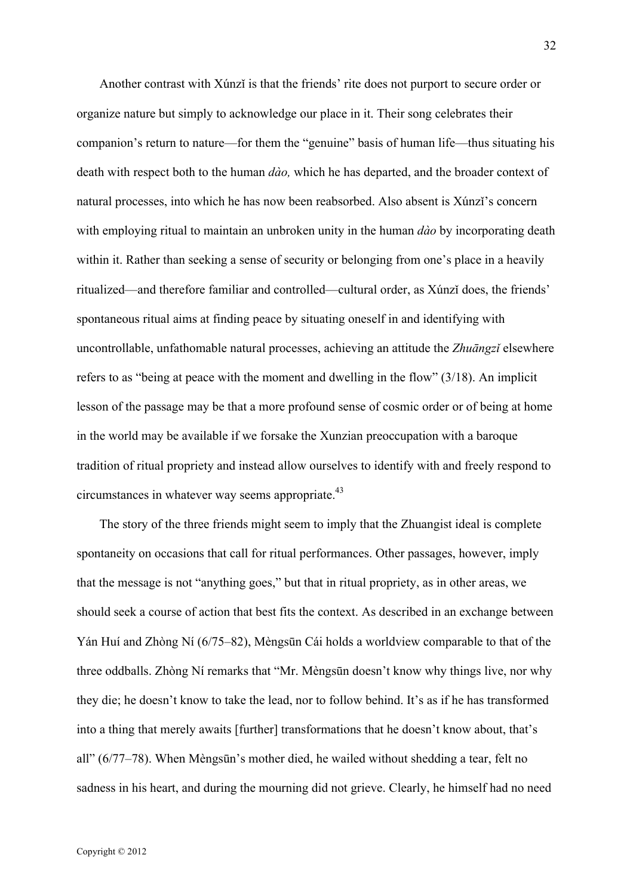Another contrast with Xúnzǐ is that the friends' rite does not purport to secure order or organize nature but simply to acknowledge our place in it. Their song celebrates their companion's return to nature—for them the "genuine" basis of human life—thus situating his death with respect both to the human *dào,* which he has departed, and the broader context of natural processes, into which he has now been reabsorbed. Also absent is Xúnzǐ's concern with employing ritual to maintain an unbroken unity in the human *dào* by incorporating death within it. Rather than seeking a sense of security or belonging from one's place in a heavily ritualized—and therefore familiar and controlled—cultural order, as Xúnzǐ does, the friends' spontaneous ritual aims at finding peace by situating oneself in and identifying with uncontrollable, unfathomable natural processes, achieving an attitude the *Zhuāngzǐ* elsewhere refers to as "being at peace with the moment and dwelling in the flow" (3/18). An implicit lesson of the passage may be that a more profound sense of cosmic order or of being at home in the world may be available if we forsake the Xunzian preoccupation with a baroque tradition of ritual propriety and instead allow ourselves to identify with and freely respond to circumstances in whatever way seems appropriate.[43]

The story of the three friends might seem to imply that the Zhuangist ideal is complete spontaneity on occasions that call for ritual performances. Other passages, however, imply that the message is not "anything goes," but that in ritual propriety, as in other areas, we should seek a course of action that best fits the context. As described in an exchange between Yán Huí and Zhòng Ní (6/75–82), Mèngsūn Cái holds a worldview comparable to that of the three oddballs. Zhòng Ní remarks that "Mr. Mèngsūn doesn't know why things live, nor why they die; he doesn't know to take the lead, nor to follow behind. It's as if he has transformed into a thing that merely awaits [further] transformations that he doesn't know about, that's all" (6/77–78). When Mèngsūn's mother died, he wailed without shedding a tear, felt no sadness in his heart, and during the mourning did not grieve. Clearly, he himself had no need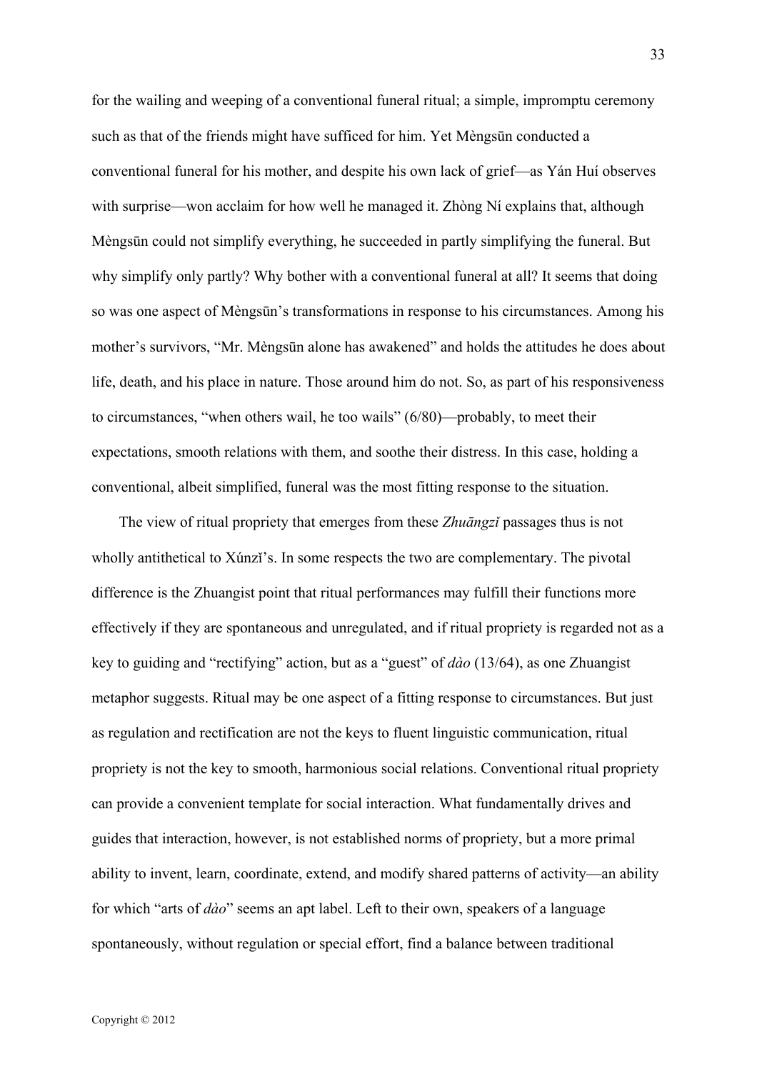for the wailing and weeping of a conventional funeral ritual; a simple, impromptu ceremony such as that of the friends might have sufficed for him. Yet Mèngsūn conducted a conventional funeral for his mother, and despite his own lack of grief—as Yán Huí observes with surprise—won acclaim for how well he managed it. Zhòng Ní explains that, although Mèngsūn could not simplify everything, he succeeded in partly simplifying the funeral. But why simplify only partly? Why bother with a conventional funeral at all? It seems that doing so was one aspect of Mèngsūn's transformations in response to his circumstances. Among his mother's survivors, "Mr. Mèngsūn alone has awakened" and holds the attitudes he does about life, death, and his place in nature. Those around him do not. So, as part of his responsiveness to circumstances, "when others wail, he too wails" (6/80)—probably, to meet their expectations, smooth relations with them, and soothe their distress. In this case, holding a conventional, albeit simplified, funeral was the most fitting response to the situation.

The view of ritual propriety that emerges from these *Zhuāngzǐ* passages thus is not wholly antithetical to Xúnzǐ's. In some respects the two are complementary. The pivotal difference is the Zhuangist point that ritual performances may fulfill their functions more effectively if they are spontaneous and unregulated, and if ritual propriety is regarded not as a key to guiding and "rectifying" action, but as a "guest" of *dào* (13/64), as one Zhuangist metaphor suggests. Ritual may be one aspect of a fitting response to circumstances. But just as regulation and rectification are not the keys to fluent linguistic communication, ritual propriety is not the key to smooth, harmonious social relations. Conventional ritual propriety can provide a convenient template for social interaction. What fundamentally drives and guides that interaction, however, is not established norms of propriety, but a more primal ability to invent, learn, coordinate, extend, and modify shared patterns of activity—an ability for which "arts of *dào*" seems an apt label. Left to their own, speakers of a language spontaneously, without regulation or special effort, find a balance between traditional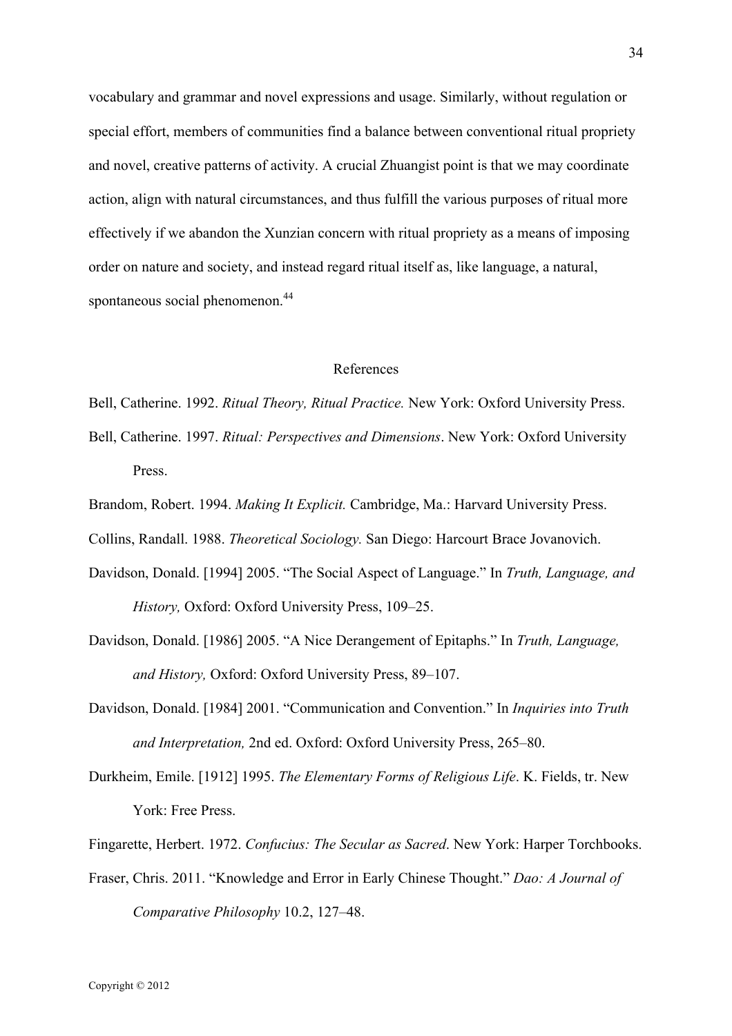vocabulary and grammar and novel expressions and usage. Similarly, without regulation or special effort, members of communities find a balance between conventional ritual propriety and novel, creative patterns of activity. A crucial Zhuangist point is that we may coordinate action, align with natural circumstances, and thus fulfill the various purposes of ritual more effectively if we abandon the Xunzian concern with ritual propriety as a means of imposing order on nature and society, and instead regard ritual itself as, like language, a natural, spontaneous social phenomenon.[44]

## References

Bell, Catherine. 1992. *Ritual Theory, Ritual Practice.* New York: Oxford University Press.

Bell, Catherine. 1997. *Ritual: Perspectives and Dimensions*. New York: Oxford University Press.

Brandom, Robert. 1994. *Making It Explicit.* Cambridge, Ma.: Harvard University Press.

Collins, Randall. 1988. *Theoretical Sociology.* San Diego: Harcourt Brace Jovanovich.

Davidson, Donald. [1994] 2005. "The Social Aspect of Language." In *Truth, Language, and History,* Oxford: Oxford University Press, 109–25.

Davidson, Donald. [1986] 2005. "A Nice Derangement of Epitaphs." In *Truth, Language, and History,* Oxford: Oxford University Press, 89–107.

Davidson, Donald. [1984] 2001. "Communication and Convention." In *Inquiries into Truth and Interpretation,* 2nd ed. Oxford: Oxford University Press, 265–80.

Durkheim, Emile. [1912] 1995. *The Elementary Forms of Religious Life*. K. Fields, tr. New York: Free Press.

Fingarette, Herbert. 1972. *Confucius: The Secular as Sacred*. New York: Harper Torchbooks.

Fraser, Chris. 2011. "Knowledge and Error in Early Chinese Thought." *Dao: A Journal of Comparative Philosophy* 10.2, 127–48.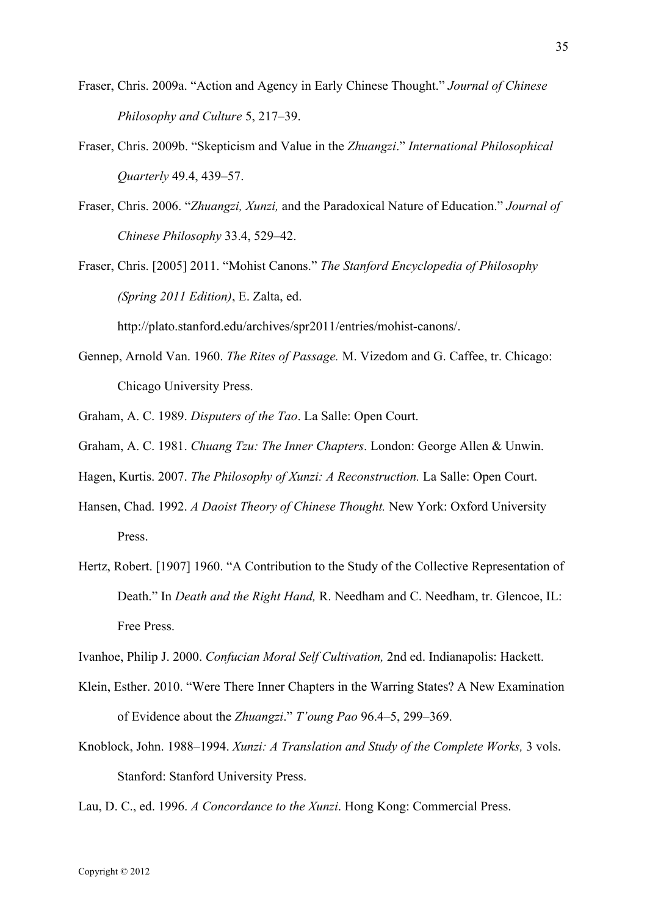Fraser, Chris. 2009a. "Action and Agency in Early Chinese Thought." *Journal of Chinese Philosophy and Culture* 5, 217–39.

Fraser, Chris. 2009b. "Skepticism and Value in the *Zhuangzi*." *International Philosophical Quarterly* 49.4, 439–57.

Fraser, Chris. 2006. "*Zhuangzi, Xunzi,* and the Paradoxical Nature of Education." *Journal of Chinese Philosophy* 33.4, 529–42.

Fraser, Chris. [2005] 2011. "Mohist Canons." *The Stanford Encyclopedia of Philosophy (Spring 2011 Edition)*, E. Zalta, ed. http://plato.stanford.edu/archives/spr2011/entries/mohist-canons/.

Gennep, Arnold Van. 1960. *The Rites of Passage.* M. Vizedom and G. Caffee, tr. Chicago: Chicago University Press.

Graham, A. C. 1989. *Disputers of the Tao*. La Salle: Open Court.

Graham, A. C. 1981. *Chuang Tzu: The Inner Chapters*. London: George Allen & Unwin.

Hagen, Kurtis. 2007. *The Philosophy of Xunzi: A Reconstruction.* La Salle: Open Court.

Hansen, Chad. 1992. *A Daoist Theory of Chinese Thought.* New York: Oxford University Press.

Hertz, Robert. [1907] 1960. "A Contribution to the Study of the Collective Representation of Death." In *Death and the Right Hand,* R. Needham and C. Needham, tr. Glencoe, IL: Free Press.

Ivanhoe, Philip J. 2000. *Confucian Moral Self Cultivation,* 2nd ed. Indianapolis: Hackett.

Klein, Esther. 2010. "Were There Inner Chapters in the Warring States? A New Examination of Evidence about the *Zhuangzi*." *T'oung Pao* 96.4–5, 299–369.

Knoblock, John. 1988–1994. *Xunzi: A Translation and Study of the Complete Works,* 3 vols. Stanford: Stanford University Press.

Lau, D. C., ed. 1996. *A Concordance to the Xunzi*. Hong Kong: Commercial Press.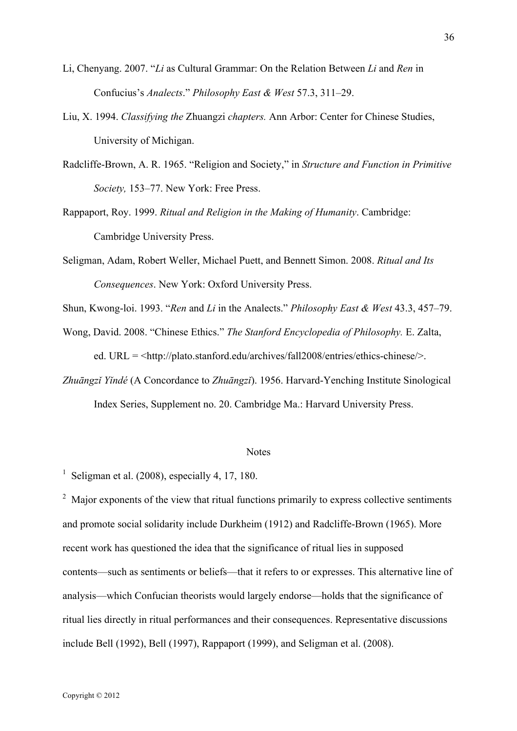Li, Chenyang. 2007. "*Li* as Cultural Grammar: On the Relation Between *Li* and *Ren* in Confucius's *Analects*." *Philosophy East & West* 57.3, 311–29.

Liu, X. 1994. *Classifying the* Zhuangzi *chapters.* Ann Arbor: Center for Chinese Studies, University of Michigan.

Radcliffe-Brown, A. R. 1965. "Religion and Society," in *Structure and Function in Primitive Society,* 153–77. New York: Free Press.

Rappaport, Roy. 1999. *Ritual and Religion in the Making of Humanity*. Cambridge: Cambridge University Press.

Seligman, Adam, Robert Weller, Michael Puett, and Bennett Simon. 2008. *Ritual and Its Consequences*. New York: Oxford University Press.

Shun, Kwong-loi. 1993. "*Ren* and *Li* in the Analects." *Philosophy East & West* 43.3, 457–79.

Wong, David. 2008. "Chinese Ethics." *The Stanford Encyclopedia of Philosophy.* E. Zalta, ed. URL = <http://plato.stanford.edu/archives/fall2008/entries/ethics-chinese/>.

*Zhuāngzǐ Yǐndé* (A Concordance to *Zhuāngzǐ*). 1956. Harvard-Yenching Institute Sinological Index Series, Supplement no. 20. Cambridge Ma.: Harvard University Press.

## Notes

[1] Seligman et al. (2008), especially 4, 17, 180.

[2] Major exponents of the view that ritual functions primarily to express collective sentiments and promote social solidarity include Durkheim (1912) and Radcliffe-Brown (1965). More recent work has questioned the idea that the significance of ritual lies in supposed contents—such as sentiments or beliefs—that it refers to or expresses. This alternative line of analysis—which Confucian theorists would largely endorse—holds that the significance of ritual lies directly in ritual performances and their consequences. Representative discussions include Bell (1992), Bell (1997), Rappaport (1999), and Seligman et al. (2008).

Copyright © 2012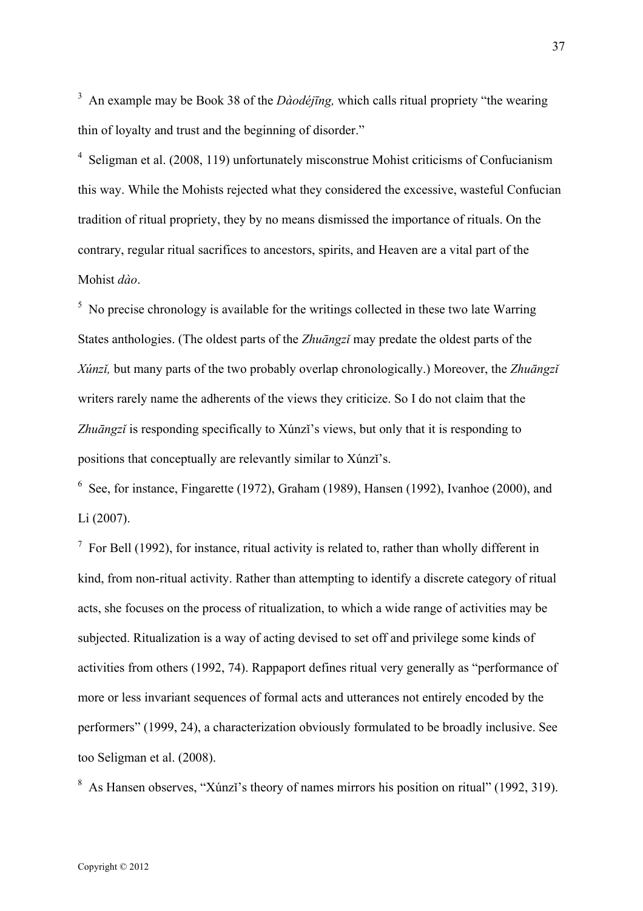[3] An example may be Book 38 of the *Dàodéjīng,* which calls ritual propriety "the wearing thin of loyalty and trust and the beginning of disorder."

[4] Seligman et al. (2008, 119) unfortunately misconstrue Mohist criticisms of Confucianism this way. While the Mohists rejected what they considered the excessive, wasteful Confucian tradition of ritual propriety, they by no means dismissed the importance of rituals. On the contrary, regular ritual sacrifices to ancestors, spirits, and Heaven are a vital part of the Mohist *dào*.

[5] No precise chronology is available for the writings collected in these two late Warring States anthologies. (The oldest parts of the *Zhuāngzǐ* may predate the oldest parts of the *Xúnzǐ,* but many parts of the two probably overlap chronologically.) Moreover, the *Zhuāngzǐ* writers rarely name the adherents of the views they criticize. So I do not claim that the *Zhuāngzǐ* is responding specifically to Xúnzǐ's views, but only that it is responding to positions that conceptually are relevantly similar to Xúnzǐ's.

[6] See, for instance, Fingarette (1972), Graham (1989), Hansen (1992), Ivanhoe (2000), and Li (2007).

[7] For Bell (1992), for instance, ritual activity is related to, rather than wholly different in kind, from non-ritual activity. Rather than attempting to identify a discrete category of ritual acts, she focuses on the process of ritualization, to which a wide range of activities may be subjected. Ritualization is a way of acting devised to set off and privilege some kinds of activities from others (1992, 74). Rappaport defines ritual very generally as "performance of more or less invariant sequences of formal acts and utterances not entirely encoded by the performers" (1999, 24), a characterization obviously formulated to be broadly inclusive. See too Seligman et al. (2008).

[8] As Hansen observes, "Xúnzǐ's theory of names mirrors his position on ritual" (1992, 319).

Copyright © 2012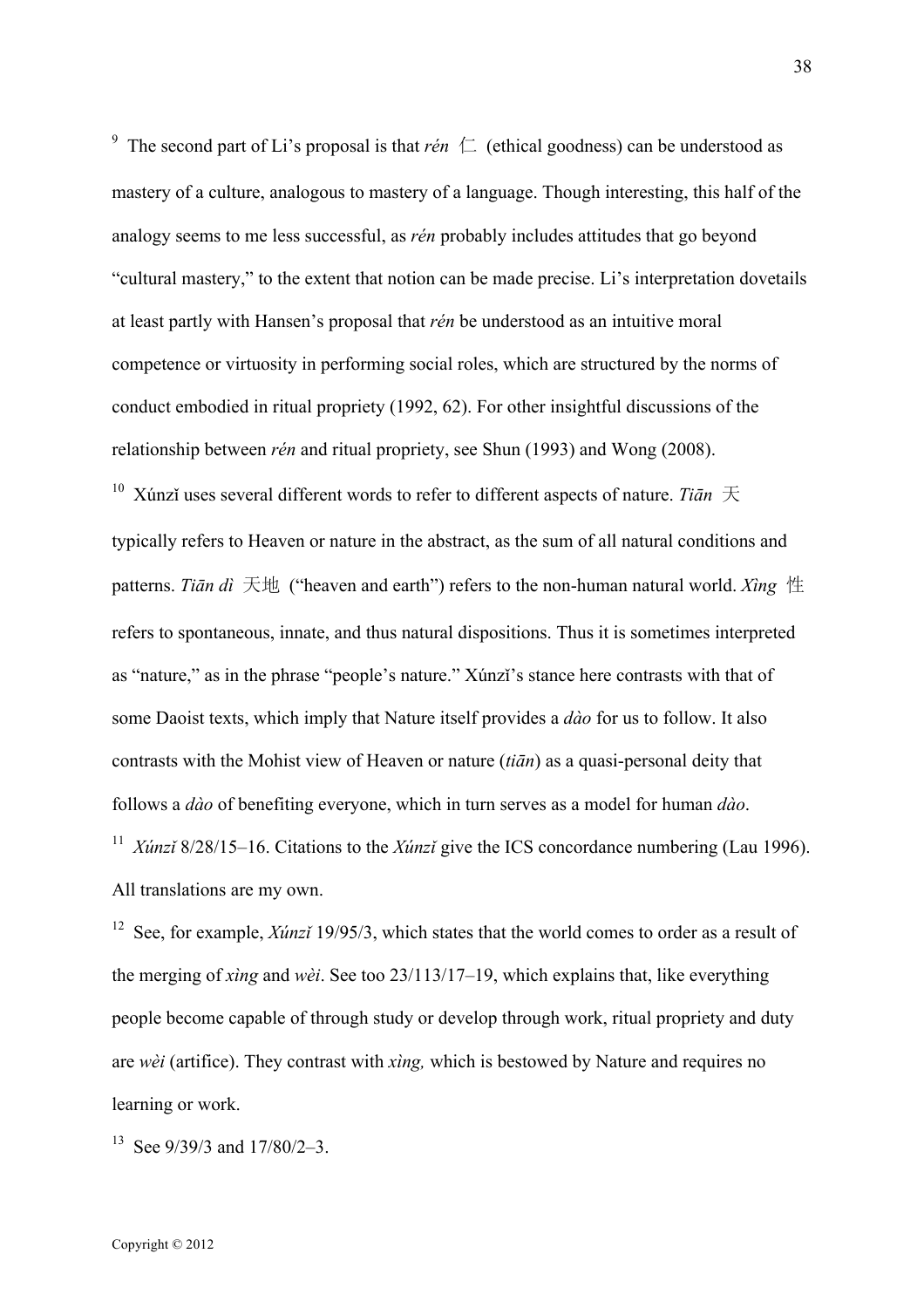[9] The second part of Li's proposal is that *rén* 仁 (ethical goodness) can be understood as mastery of a culture, analogous to mastery of a language. Though interesting, this half of the analogy seems to me less successful, as *rén* probably includes attitudes that go beyond "cultural mastery," to the extent that notion can be made precise. Li's interpretation dovetails at least partly with Hansen's proposal that *rén* be understood as an intuitive moral competence or virtuosity in performing social roles, which are structured by the norms of conduct embodied in ritual propriety (1992, 62). For other insightful discussions of the relationship between *rén* and ritual propriety, see Shun (1993) and Wong (2008).

[10] Xúnzǐ uses several different words to refer to different aspects of nature. *Tiān* 天 typically refers to Heaven or nature in the abstract, as the sum of all natural conditions and patterns. *Tiān dì* 天地 ("heaven and earth") refers to the non-human natural world. *Xìng* 性 refers to spontaneous, innate, and thus natural dispositions. Thus it is sometimes interpreted as "nature," as in the phrase "people's nature." Xúnzǐ's stance here contrasts with that of some Daoist texts, which imply that Nature itself provides a *dào* for us to follow. It also contrasts with the Mohist view of Heaven or nature (*tiān*) as a quasi-personal deity that follows a *dào* of benefiting everyone, which in turn serves as a model for human *dào*.

[11] *Xúnzǐ* 8/28/15–16. Citations to the *Xúnzǐ* give the ICS concordance numbering (Lau 1996). All translations are my own.

[12] See, for example, *Xúnzǐ* 19/95/3, which states that the world comes to order as a result of the merging of *xìng* and *wèi*. See too 23/113/17–19, which explains that, like everything people become capable of through study or develop through work, ritual propriety and duty are *wèi* (artifice). They contrast with *xìng,* which is bestowed by Nature and requires no learning or work.

[13] See 9/39/3 and 17/80/2–3.

Copyright © 2012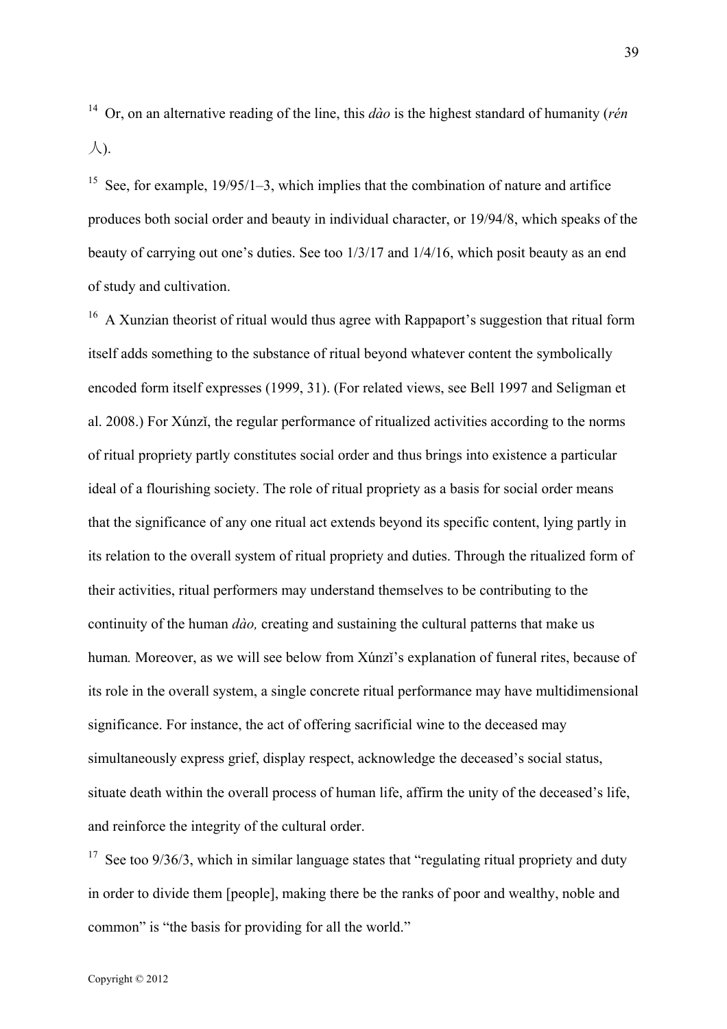[14] Or, on an alternative reading of the line, this *dào* is the highest standard of humanity (*rén* 人).

[15] See, for example, 19/95/1–3, which implies that the combination of nature and artifice produces both social order and beauty in individual character, or 19/94/8, which speaks of the beauty of carrying out one's duties. See too 1/3/17 and 1/4/16, which posit beauty as an end of study and cultivation.

[16] A Xunzian theorist of ritual would thus agree with Rappaport's suggestion that ritual form itself adds something to the substance of ritual beyond whatever content the symbolically encoded form itself expresses (1999, 31). (For related views, see Bell 1997 and Seligman et al. 2008.) For Xúnzǐ, the regular performance of ritualized activities according to the norms of ritual propriety partly constitutes social order and thus brings into existence a particular ideal of a flourishing society. The role of ritual propriety as a basis for social order means that the significance of any one ritual act extends beyond its specific content, lying partly in its relation to the overall system of ritual propriety and duties. Through the ritualized form of their activities, ritual performers may understand themselves to be contributing to the continuity of the human *dào,* creating and sustaining the cultural patterns that make us human*.* Moreover, as we will see below from Xúnzǐ's explanation of funeral rites, because of its role in the overall system, a single concrete ritual performance may have multidimensional significance. For instance, the act of offering sacrificial wine to the deceased may simultaneously express grief, display respect, acknowledge the deceased's social status, situate death within the overall process of human life, affirm the unity of the deceased's life, and reinforce the integrity of the cultural order.

[17] See too 9/36/3, which in similar language states that "regulating ritual propriety and duty in order to divide them [people], making there be the ranks of poor and wealthy, noble and common" is "the basis for providing for all the world."

Copyright © 2012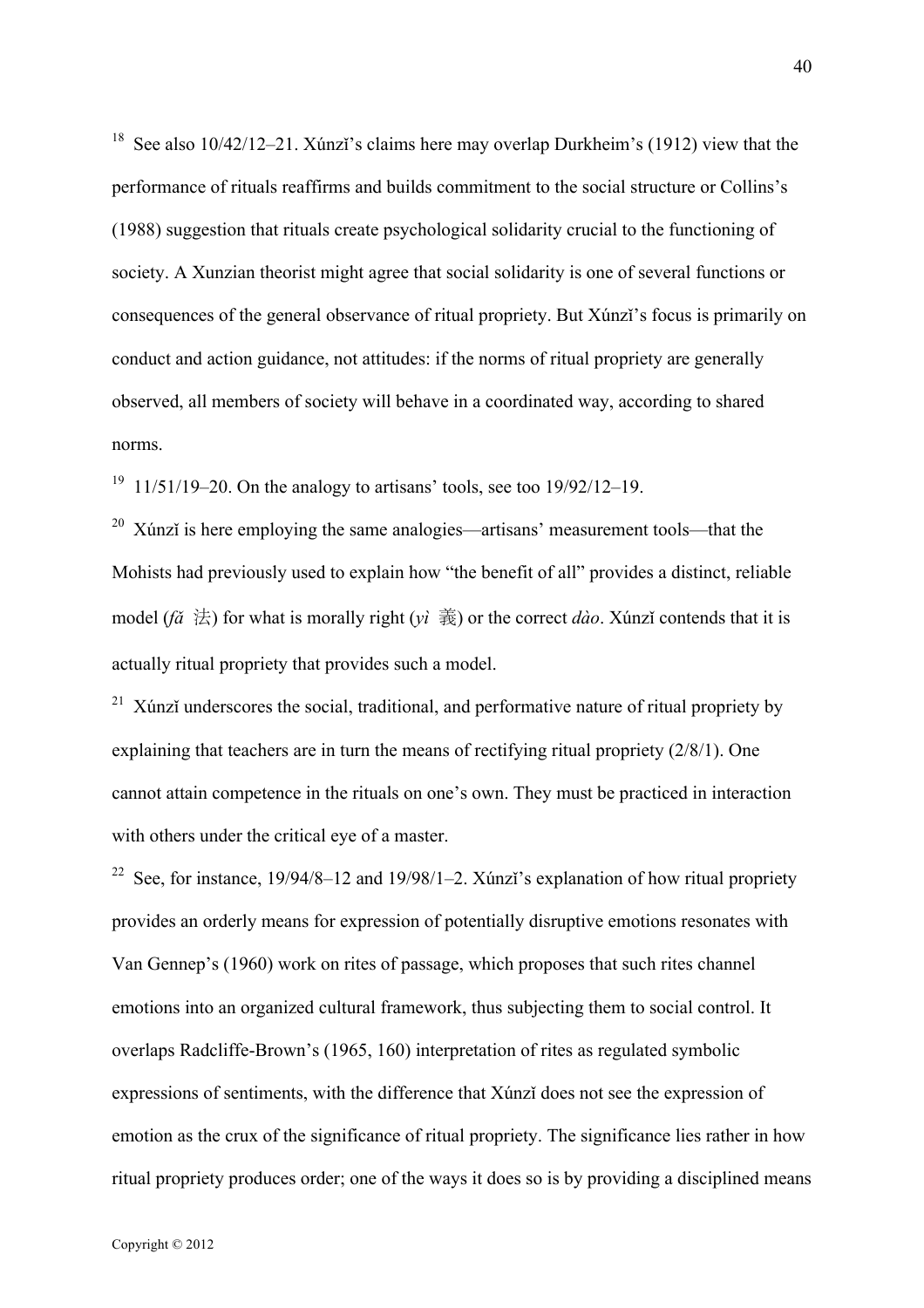[18] See also 10/42/12–21. Xúnzǐ's claims here may overlap Durkheim's (1912) view that the performance of rituals reaffirms and builds commitment to the social structure or Collins's (1988) suggestion that rituals create psychological solidarity crucial to the functioning of society. A Xunzian theorist might agree that social solidarity is one of several functions or consequences of the general observance of ritual propriety. But Xúnzǐ's focus is primarily on conduct and action guidance, not attitudes: if the norms of ritual propriety are generally observed, all members of society will behave in a coordinated way, according to shared norms.

[19] 11/51/19–20. On the analogy to artisans' tools, see too 19/92/12–19.

[20] Xúnzǐ is here employing the same analogies—artisans' measurement tools—that the Mohists had previously used to explain how "the benefit of all" provides a distinct, reliable model (*fǎ* 法) for what is morally right (*yì* 義) or the correct *dào*. Xúnzǐ contends that it is actually ritual propriety that provides such a model.

[21] Xúnzǐ underscores the social, traditional, and performative nature of ritual propriety by explaining that teachers are in turn the means of rectifying ritual propriety (2/8/1). One cannot attain competence in the rituals on one's own. They must be practiced in interaction with others under the critical eye of a master.

[22] See, for instance, 19/94/8–12 and 19/98/1–2. Xúnzǐ's explanation of how ritual propriety provides an orderly means for expression of potentially disruptive emotions resonates with Van Gennep's (1960) work on rites of passage, which proposes that such rites channel emotions into an organized cultural framework, thus subjecting them to social control. It overlaps Radcliffe-Brown's (1965, 160) interpretation of rites as regulated symbolic expressions of sentiments, with the difference that Xúnzǐ does not see the expression of emotion as the crux of the significance of ritual propriety. The significance lies rather in how ritual propriety produces order; one of the ways it does so is by providing a disciplined means

Copyright © 2012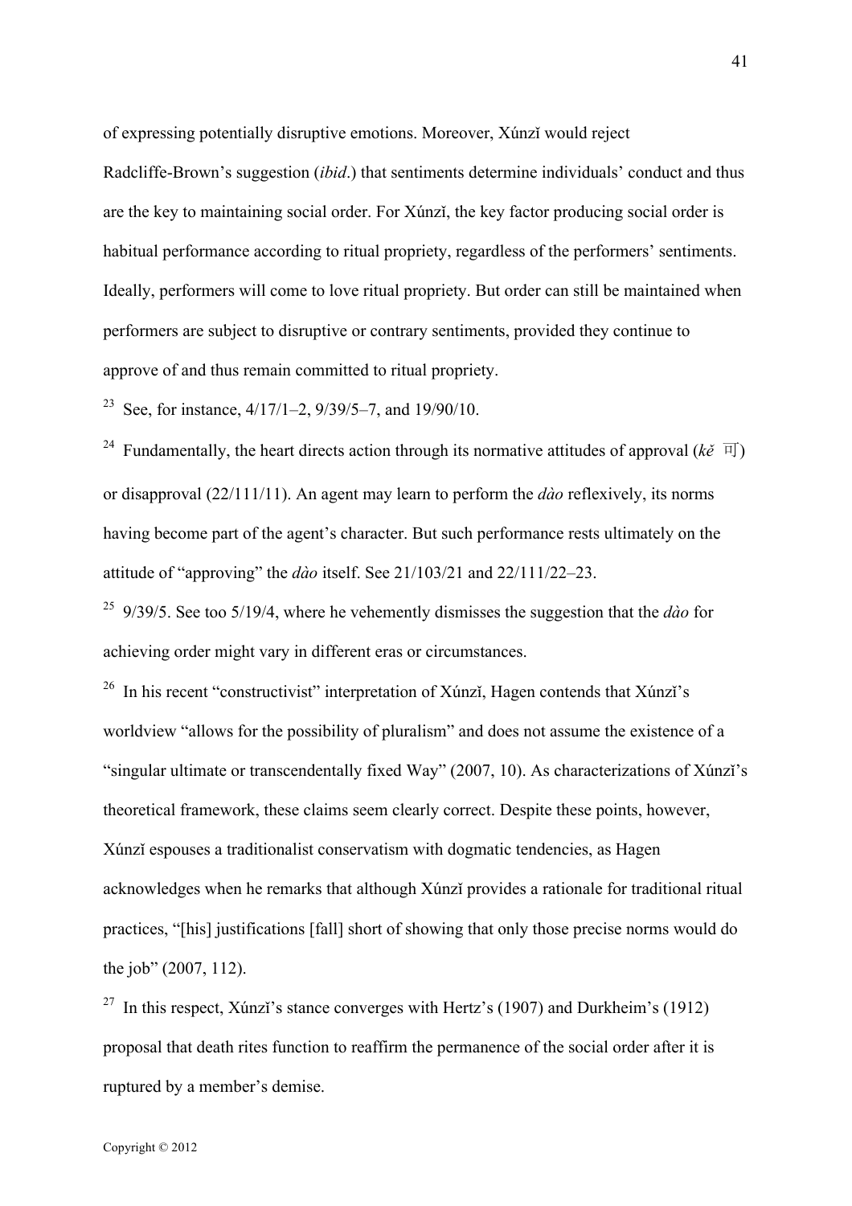of expressing potentially disruptive emotions. Moreover, Xúnzǐ would reject Radcliffe-Brown's suggestion (*ibid*.) that sentiments determine individuals' conduct and thus are the key to maintaining social order. For Xúnzǐ, the key factor producing social order is habitual performance according to ritual propriety, regardless of the performers' sentiments. Ideally, performers will come to love ritual propriety. But order can still be maintained when performers are subject to disruptive or contrary sentiments, provided they continue to approve of and thus remain committed to ritual propriety.

[23] See, for instance, 4/17/1–2, 9/39/5–7, and 19/90/10.

[24] Fundamentally, the heart directs action through its normative attitudes of approval (*kě* 可) or disapproval (22/111/11). An agent may learn to perform the *dào* reflexively, its norms having become part of the agent's character. But such performance rests ultimately on the attitude of "approving" the *dào* itself. See 21/103/21 and 22/111/22–23.

[25] 9/39/5. See too 5/19/4, where he vehemently dismisses the suggestion that the *dào* for achieving order might vary in different eras or circumstances.

[26] In his recent "constructivist" interpretation of Xúnzǐ, Hagen contends that Xúnzǐ's worldview "allows for the possibility of pluralism" and does not assume the existence of a "singular ultimate or transcendentally fixed Way" (2007, 10). As characterizations of Xúnzǐ's theoretical framework, these claims seem clearly correct. Despite these points, however, Xúnzǐ espouses a traditionalist conservatism with dogmatic tendencies, as Hagen acknowledges when he remarks that although Xúnzǐ provides a rationale for traditional ritual practices, "[his] justifications [fall] short of showing that only those precise norms would do the job" (2007, 112).

[27] In this respect, Xúnzǐ's stance converges with Hertz's (1907) and Durkheim's (1912) proposal that death rites function to reaffirm the permanence of the social order after it is ruptured by a member's demise.

Copyright © 2012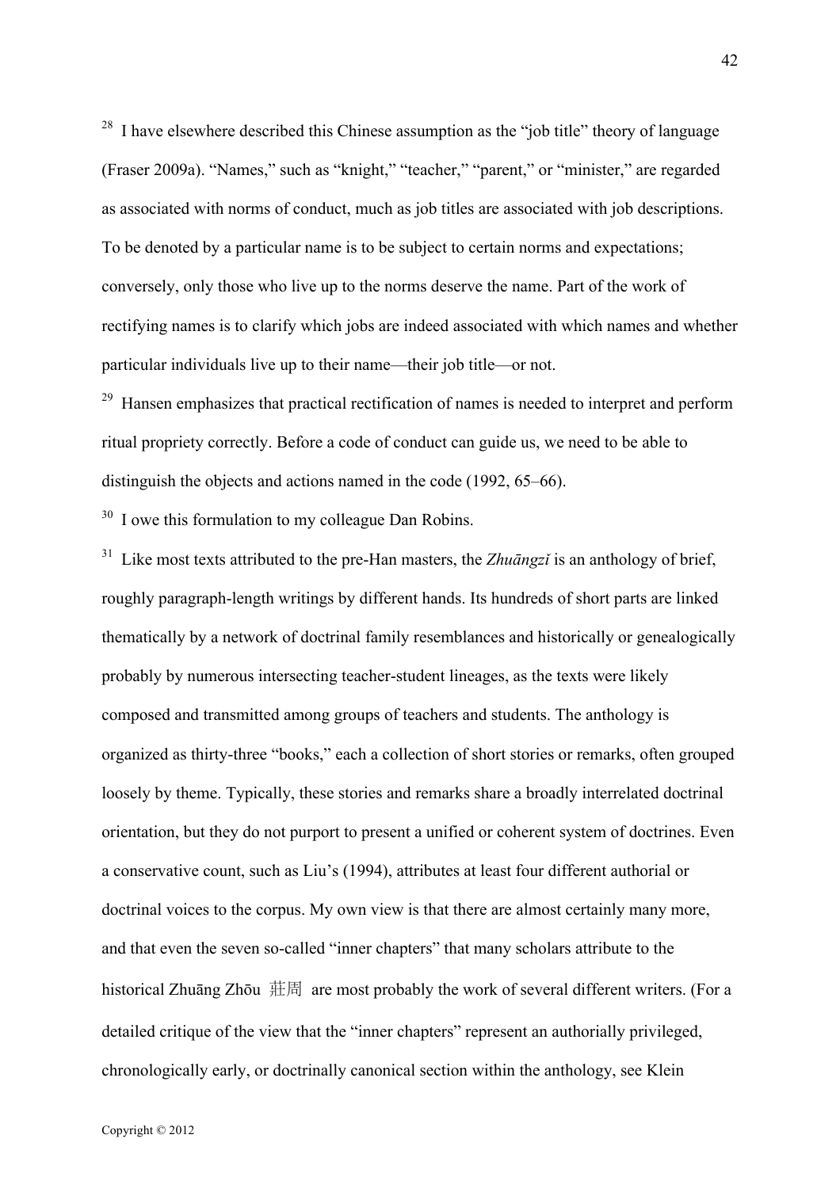[28] I have elsewhere described this Chinese assumption as the "job title" theory of language (Fraser 2009a). "Names," such as "knight," "teacher," "parent," or "minister," are regarded as associated with norms of conduct, much as job titles are associated with job descriptions. To be denoted by a particular name is to be subject to certain norms and expectations; conversely, only those who live up to the norms deserve the name. Part of the work of rectifying names is to clarify which jobs are indeed associated with which names and whether particular individuals live up to their name—their job title—or not.

[29] Hansen emphasizes that practical rectification of names is needed to interpret and perform ritual propriety correctly. Before a code of conduct can guide us, we need to be able to distinguish the objects and actions named in the code (1992, 65–66).

[30] I owe this formulation to my colleague Dan Robins.

[31] Like most texts attributed to the pre-Han masters, the *Zhuāngzǐ* is an anthology of brief, roughly paragraph-length writings by different hands. Its hundreds of short parts are linked thematically by a network of doctrinal family resemblances and historically or genealogically probably by numerous intersecting teacher-student lineages, as the texts were likely composed and transmitted among groups of teachers and students. The anthology is organized as thirty-three "books," each a collection of short stories or remarks, often grouped loosely by theme. Typically, these stories and remarks share a broadly interrelated doctrinal orientation, but they do not purport to present a unified or coherent system of doctrines. Even a conservative count, such as Liu's (1994), attributes at least four different authorial or doctrinal voices to the corpus. My own view is that there are almost certainly many more, and that even the seven so-called "inner chapters" that many scholars attribute to the historical Zhuāng Zhōu 莊周 are most probably the work of several different writers. (For a detailed critique of the view that the "inner chapters" represent an authorially privileged, chronologically early, or doctrinally canonical section within the anthology, see Klein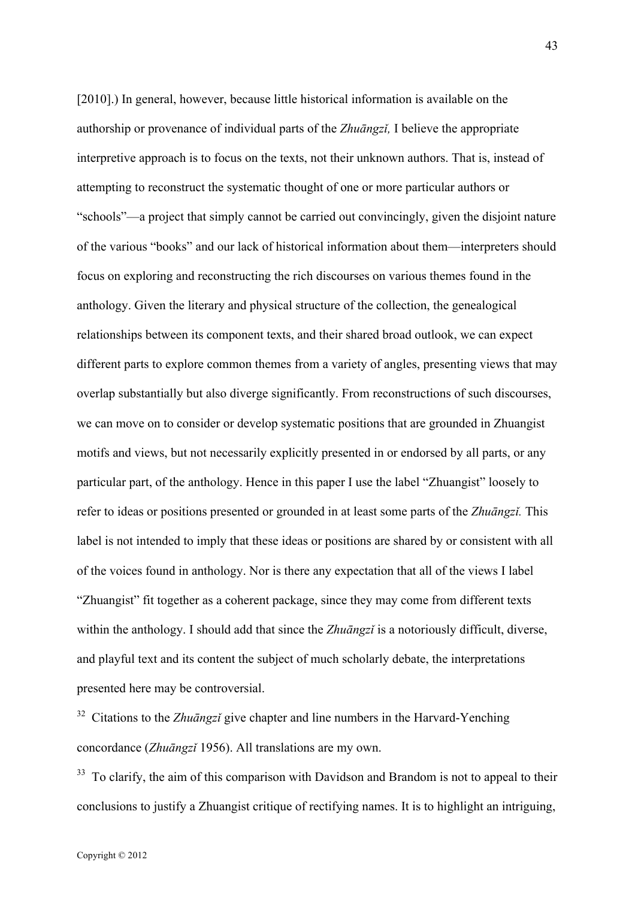[2010].) In general, however, because little historical information is available on the authorship or provenance of individual parts of the *Zhuāngzǐ,* I believe the appropriate interpretive approach is to focus on the texts, not their unknown authors. That is, instead of attempting to reconstruct the systematic thought of one or more particular authors or "schools"—a project that simply cannot be carried out convincingly, given the disjoint nature of the various "books" and our lack of historical information about them—interpreters should focus on exploring and reconstructing the rich discourses on various themes found in the anthology. Given the literary and physical structure of the collection, the genealogical relationships between its component texts, and their shared broad outlook, we can expect different parts to explore common themes from a variety of angles, presenting views that may overlap substantially but also diverge significantly. From reconstructions of such discourses, we can move on to consider or develop systematic positions that are grounded in Zhuangist motifs and views, but not necessarily explicitly presented in or endorsed by all parts, or any particular part, of the anthology. Hence in this paper I use the label "Zhuangist" loosely to refer to ideas or positions presented or grounded in at least some parts of the *Zhuāngzǐ.* This label is not intended to imply that these ideas or positions are shared by or consistent with all of the voices found in anthology. Nor is there any expectation that all of the views I label "Zhuangist" fit together as a coherent package, since they may come from different texts within the anthology. I should add that since the *Zhuāngzǐ* is a notoriously difficult, diverse, and playful text and its content the subject of much scholarly debate, the interpretations presented here may be controversial.

[32] Citations to the *Zhuāngzǐ* give chapter and line numbers in the Harvard-Yenching concordance (*Zhuāngzǐ* 1956). All translations are my own.

[33] To clarify, the aim of this comparison with Davidson and Brandom is not to appeal to their conclusions to justify a Zhuangist critique of rectifying names. It is to highlight an intriguing,

Copyright © 2012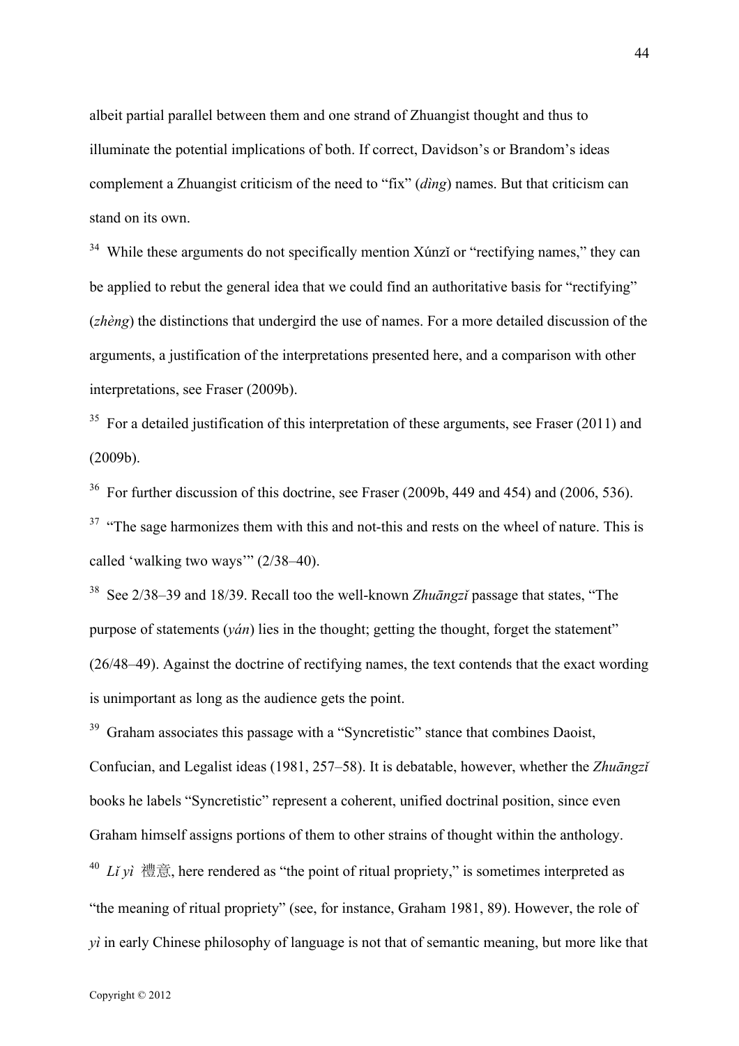albeit partial parallel between them and one strand of Zhuangist thought and thus to illuminate the potential implications of both. If correct, Davidson's or Brandom's ideas complement a Zhuangist criticism of the need to "fix" (*dìng*) names. But that criticism can stand on its own.

[34] While these arguments do not specifically mention Xúnzǐ or "rectifying names," they can be applied to rebut the general idea that we could find an authoritative basis for "rectifying" (*zhèng*) the distinctions that undergird the use of names. For a more detailed discussion of the arguments, a justification of the interpretations presented here, and a comparison with other interpretations, see Fraser (2009b).

[35] For a detailed justification of this interpretation of these arguments, see Fraser (2011) and (2009b).

[36] For further discussion of this doctrine, see Fraser (2009b, 449 and 454) and (2006, 536).

[37] "The sage harmonizes them with this and not-this and rests on the wheel of nature. This is called 'walking two ways'" (2/38–40).

[38] See 2/38–39 and 18/39. Recall too the well-known *Zhuāngzǐ* passage that states, "The purpose of statements (*yán*) lies in the thought; getting the thought, forget the statement" (26/48–49). Against the doctrine of rectifying names, the text contends that the exact wording is unimportant as long as the audience gets the point.

[39] Graham associates this passage with a "Syncretistic" stance that combines Daoist, Confucian, and Legalist ideas (1981, 257–58). It is debatable, however, whether the *Zhuāngzǐ* books he labels "Syncretistic" represent a coherent, unified doctrinal position, since even Graham himself assigns portions of them to other strains of thought within the anthology.

[40] *Lǐ yì* 禮意, here rendered as "the point of ritual propriety," is sometimes interpreted as "the meaning of ritual propriety" (see, for instance, Graham 1981, 89). However, the role of *yì* in early Chinese philosophy of language is not that of semantic meaning, but more like that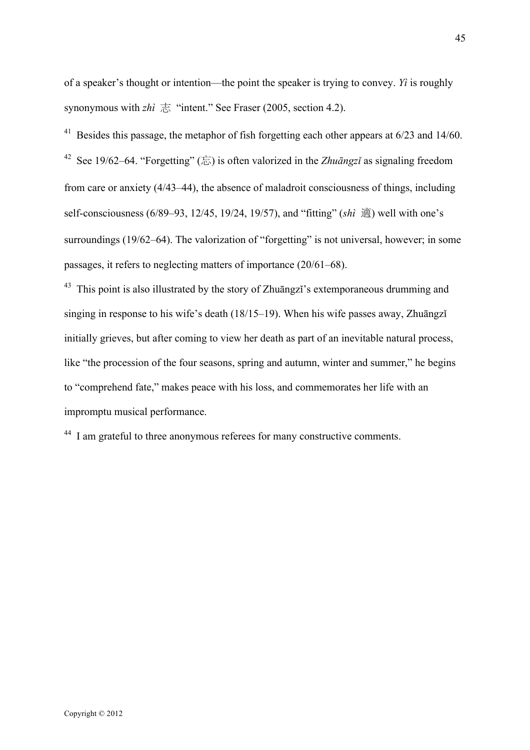of a speaker's thought or intention—the point the speaker is trying to convey. *Yì* is roughly synonymous with *zhì* 志 "intent." See Fraser (2005, section 4.2).

[41] Besides this passage, the metaphor of fish forgetting each other appears at 6/23 and 14/60.

[42] See 19/62–64. "Forgetting" (忘) is often valorized in the *Zhuāngzǐ* as signaling freedom from care or anxiety (4/43–44), the absence of maladroit consciousness of things, including self-consciousness (6/89–93, 12/45, 19/24, 19/57), and "fitting" (*shì* 適) well with one's surroundings (19/62–64). The valorization of "forgetting" is not universal, however; in some passages, it refers to neglecting matters of importance (20/61–68).

[43] This point is also illustrated by the story of Zhuāngzǐ's extemporaneous drumming and singing in response to his wife's death (18/15–19). When his wife passes away, Zhuāngzǐ initially grieves, but after coming to view her death as part of an inevitable natural process, like "the procession of the four seasons, spring and autumn, winter and summer," he begins to "comprehend fate," makes peace with his loss, and commemorates her life with an impromptu musical performance.

[44] I am grateful to three anonymous referees for many constructive comments.

Copyright © 2012